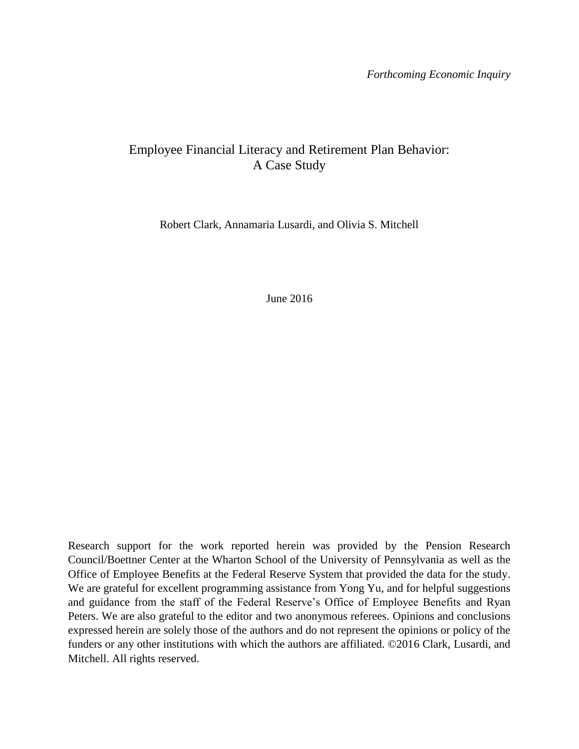*Forthcoming Economic Inquiry*

# Employee Financial Literacy and Retirement Plan Behavior: A Case Study

Robert Clark, Annamaria Lusardi, and Olivia S. Mitchell

June 2016

Research support for the work reported herein was provided by the Pension Research Council/Boettner Center at the Wharton School of the University of Pennsylvania as well as the Office of Employee Benefits at the Federal Reserve System that provided the data for the study. We are grateful for excellent programming assistance from Yong Yu, and for helpful suggestions and guidance from the staff of the Federal Reserve's Office of Employee Benefits and Ryan Peters. We are also grateful to the editor and two anonymous referees. Opinions and conclusions expressed herein are solely those of the authors and do not represent the opinions or policy of the funders or any other institutions with which the authors are affiliated. ©2016 Clark, Lusardi, and Mitchell. All rights reserved.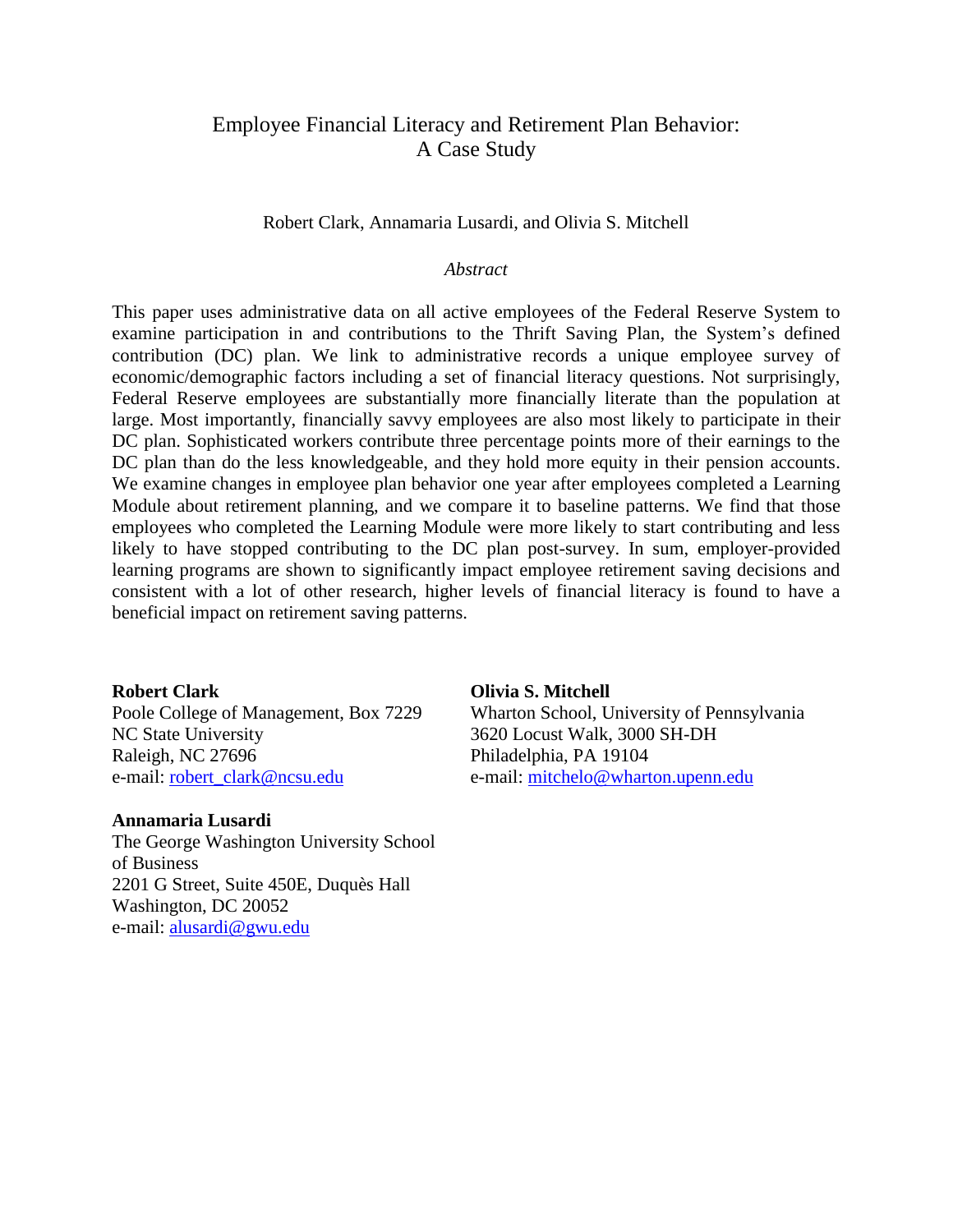# Employee Financial Literacy and Retirement Plan Behavior: A Case Study

Robert Clark, Annamaria Lusardi, and Olivia S. Mitchell

*Abstract*

This paper uses administrative data on all active employees of the Federal Reserve System to examine participation in and contributions to the Thrift Saving Plan, the System's defined contribution (DC) plan. We link to administrative records a unique employee survey of economic/demographic factors including a set of financial literacy questions. Not surprisingly, Federal Reserve employees are substantially more financially literate than the population at large. Most importantly, financially savvy employees are also most likely to participate in their DC plan. Sophisticated workers contribute three percentage points more of their earnings to the DC plan than do the less knowledgeable, and they hold more equity in their pension accounts. We examine changes in employee plan behavior one year after employees completed a Learning Module about retirement planning, and we compare it to baseline patterns. We find that those employees who completed the Learning Module were more likely to start contributing and less likely to have stopped contributing to the DC plan post-survey. In sum, employer-provided learning programs are shown to significantly impact employee retirement saving decisions and consistent with a lot of other research, higher levels of financial literacy is found to have a beneficial impact on retirement saving patterns.

**Robert Clark**
Poole College of Management, Box 7229
NC State University
Raleigh, NC 27696
e-mail: robert_clark@ncsu.edu

**Olivia S. Mitchell**
Wharton School, University of Pennsylvania
3620 Locust Walk, 3000 SH-DH
Philadelphia, PA 19104
e-mail: mitchelo@wharton.upenn.edu

**Annamaria Lusardi**
The George Washington University School of Business
2201 G Street, Suite 450E, Duquès Hall
Washington, DC 20052
e-mail: alusardi@gwu.edu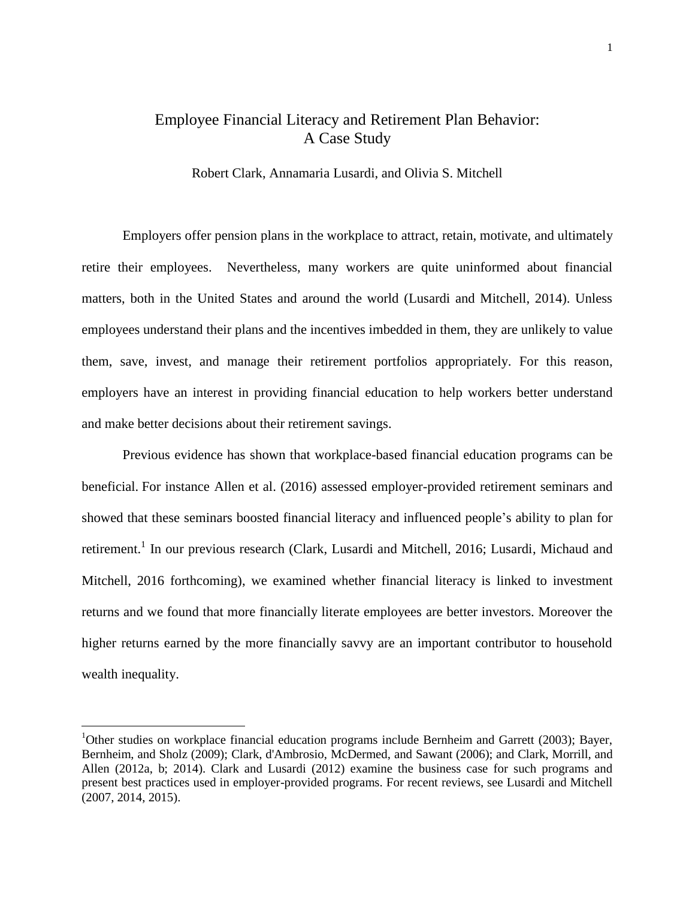# Employee Financial Literacy and Retirement Plan Behavior: A Case Study

Robert Clark, Annamaria Lusardi, and Olivia S. Mitchell

Employers offer pension plans in the workplace to attract, retain, motivate, and ultimately retire their employees. Nevertheless, many workers are quite uninformed about financial matters, both in the United States and around the world (Lusardi and Mitchell, 2014). Unless employees understand their plans and the incentives imbedded in them, they are unlikely to value them, save, invest, and manage their retirement portfolios appropriately. For this reason, employers have an interest in providing financial education to help workers better understand and make better decisions about their retirement savings.

Previous evidence has shown that workplace-based financial education programs can be beneficial. For instance Allen et al. (2016) assessed employer-provided retirement seminars and showed that these seminars boosted financial literacy and influenced people's ability to plan for retirement.[1] In our previous research (Clark, Lusardi and Mitchell, 2016; Lusardi, Michaud and Mitchell, 2016 forthcoming), we examined whether financial literacy is linked to investment returns and we found that more financially literate employees are better investors. Moreover the higher returns earned by the more financially savvy are an important contributor to household wealth inequality.

[1]Other studies on workplace financial education programs include Bernheim and Garrett (2003); Bayer, Bernheim, and Sholz (2009); Clark, d'Ambrosio, McDermed, and Sawant (2006); and Clark, Morrill, and Allen (2012a, b; 2014). Clark and Lusardi (2012) examine the business case for such programs and present best practices used in employer-provided programs. For recent reviews, see Lusardi and Mitchell (2007, 2014, 2015).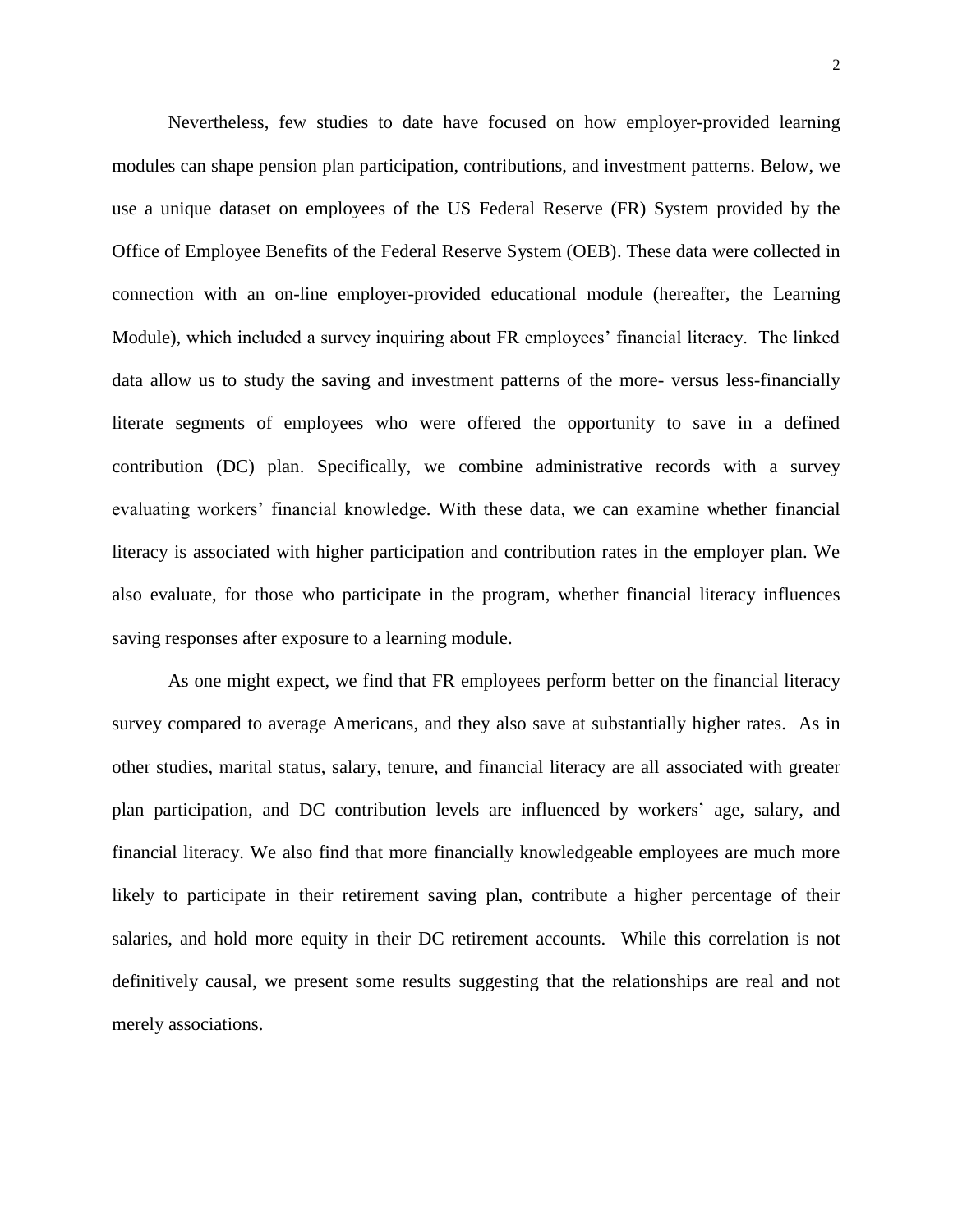Nevertheless, few studies to date have focused on how employer-provided learning modules can shape pension plan participation, contributions, and investment patterns. Below, we use a unique dataset on employees of the US Federal Reserve (FR) System provided by the Office of Employee Benefits of the Federal Reserve System (OEB). These data were collected in connection with an on-line employer-provided educational module (hereafter, the Learning Module), which included a survey inquiring about FR employees' financial literacy. The linked data allow us to study the saving and investment patterns of the more- versus less-financially literate segments of employees who were offered the opportunity to save in a defined contribution (DC) plan. Specifically, we combine administrative records with a survey evaluating workers' financial knowledge. With these data, we can examine whether financial literacy is associated with higher participation and contribution rates in the employer plan. We also evaluate, for those who participate in the program, whether financial literacy influences saving responses after exposure to a learning module.

As one might expect, we find that FR employees perform better on the financial literacy survey compared to average Americans, and they also save at substantially higher rates. As in other studies, marital status, salary, tenure, and financial literacy are all associated with greater plan participation, and DC contribution levels are influenced by workers' age, salary, and financial literacy. We also find that more financially knowledgeable employees are much more likely to participate in their retirement saving plan, contribute a higher percentage of their salaries, and hold more equity in their DC retirement accounts. While this correlation is not definitively causal, we present some results suggesting that the relationships are real and not merely associations.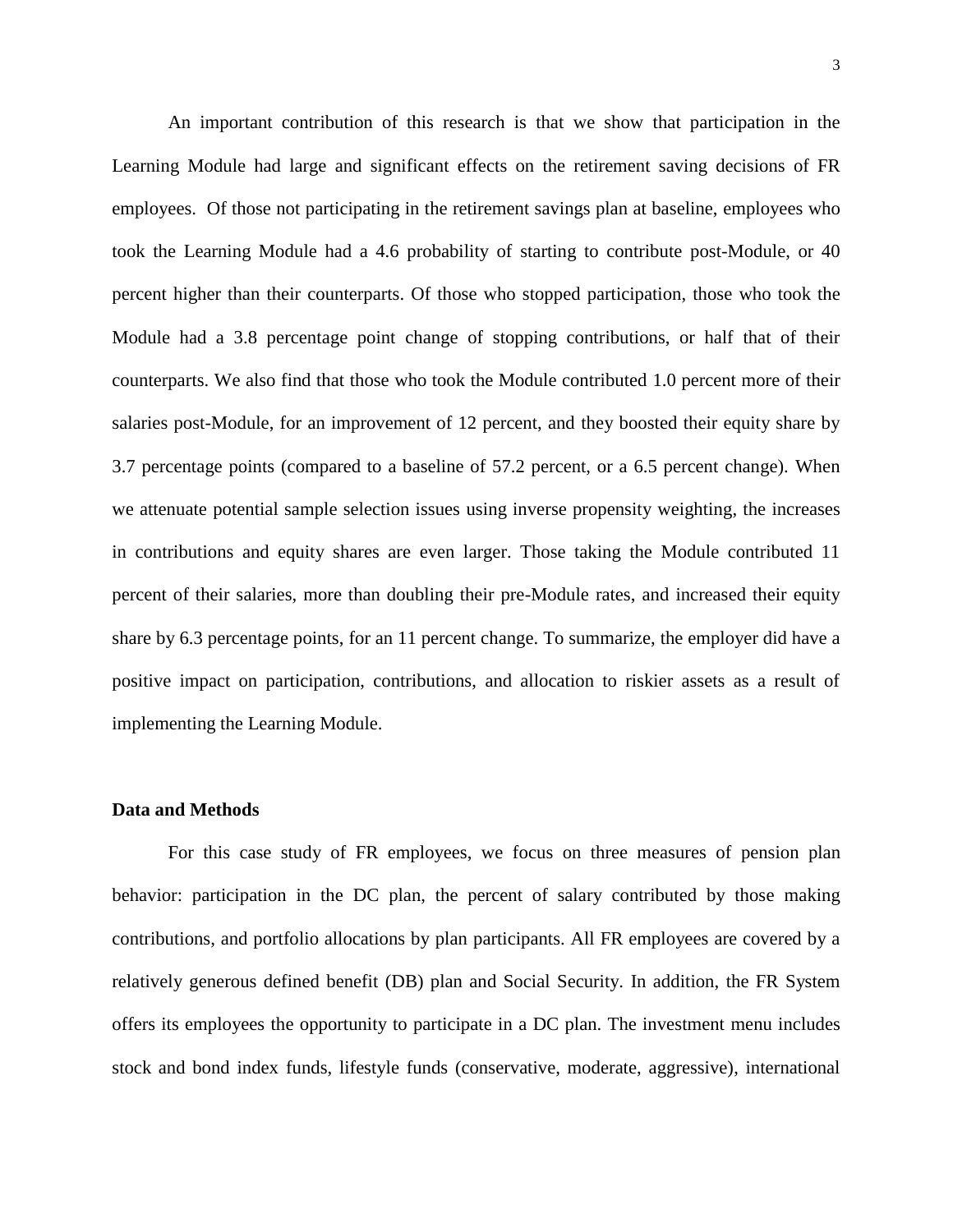An important contribution of this research is that we show that participation in the Learning Module had large and significant effects on the retirement saving decisions of FR employees. Of those not participating in the retirement savings plan at baseline, employees who took the Learning Module had a 4.6 probability of starting to contribute post-Module, or 40 percent higher than their counterparts. Of those who stopped participation, those who took the Module had a 3.8 percentage point change of stopping contributions, or half that of their counterparts. We also find that those who took the Module contributed 1.0 percent more of their salaries post-Module, for an improvement of 12 percent, and they boosted their equity share by 3.7 percentage points (compared to a baseline of 57.2 percent, or a 6.5 percent change). When we attenuate potential sample selection issues using inverse propensity weighting, the increases in contributions and equity shares are even larger. Those taking the Module contributed 11 percent of their salaries, more than doubling their pre-Module rates, and increased their equity share by 6.3 percentage points, for an 11 percent change. To summarize, the employer did have a positive impact on participation, contributions, and allocation to riskier assets as a result of implementing the Learning Module.

**Data and Methods**

For this case study of FR employees, we focus on three measures of pension plan behavior: participation in the DC plan, the percent of salary contributed by those making contributions, and portfolio allocations by plan participants. All FR employees are covered by a relatively generous defined benefit (DB) plan and Social Security. In addition, the FR System offers its employees the opportunity to participate in a DC plan. The investment menu includes stock and bond index funds, lifestyle funds (conservative, moderate, aggressive), international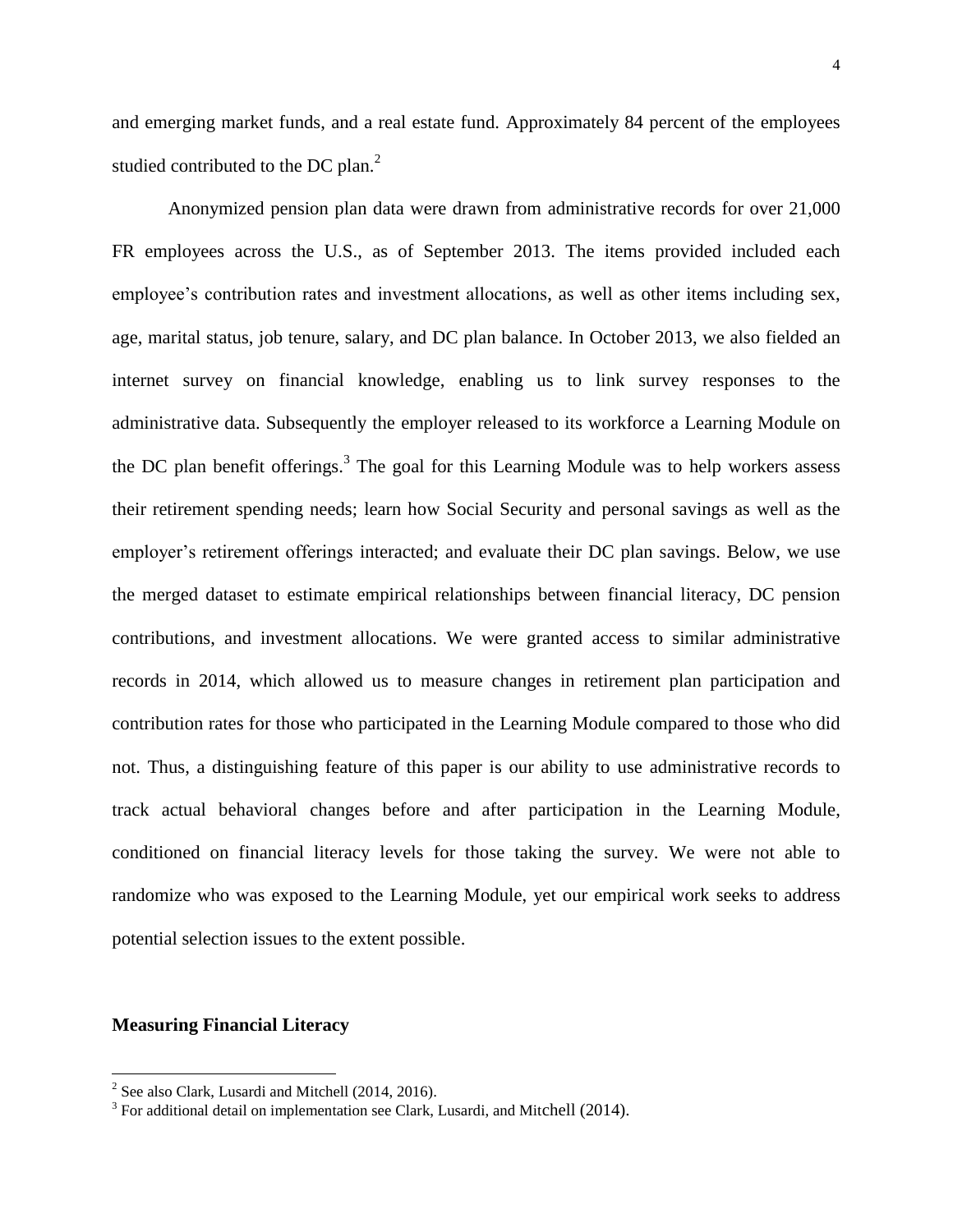and emerging market funds, and a real estate fund. Approximately 84 percent of the employees studied contributed to the DC plan.[2]

Anonymized pension plan data were drawn from administrative records for over 21,000 FR employees across the U.S., as of September 2013. The items provided included each employee's contribution rates and investment allocations, as well as other items including sex, age, marital status, job tenure, salary, and DC plan balance. In October 2013, we also fielded an internet survey on financial knowledge, enabling us to link survey responses to the administrative data. Subsequently the employer released to its workforce a Learning Module on the DC plan benefit offerings.[3] The goal for this Learning Module was to help workers assess their retirement spending needs; learn how Social Security and personal savings as well as the employer's retirement offerings interacted; and evaluate their DC plan savings. Below, we use the merged dataset to estimate empirical relationships between financial literacy, DC pension contributions, and investment allocations. We were granted access to similar administrative records in 2014, which allowed us to measure changes in retirement plan participation and contribution rates for those who participated in the Learning Module compared to those who did not. Thus, a distinguishing feature of this paper is our ability to use administrative records to track actual behavioral changes before and after participation in the Learning Module, conditioned on financial literacy levels for those taking the survey. We were not able to randomize who was exposed to the Learning Module, yet our empirical work seeks to address potential selection issues to the extent possible.

**Measuring Financial Literacy**

[2] See also Clark, Lusardi and Mitchell (2014, 2016).

[3] For additional detail on implementation see Clark, Lusardi, and Mitchell (2014).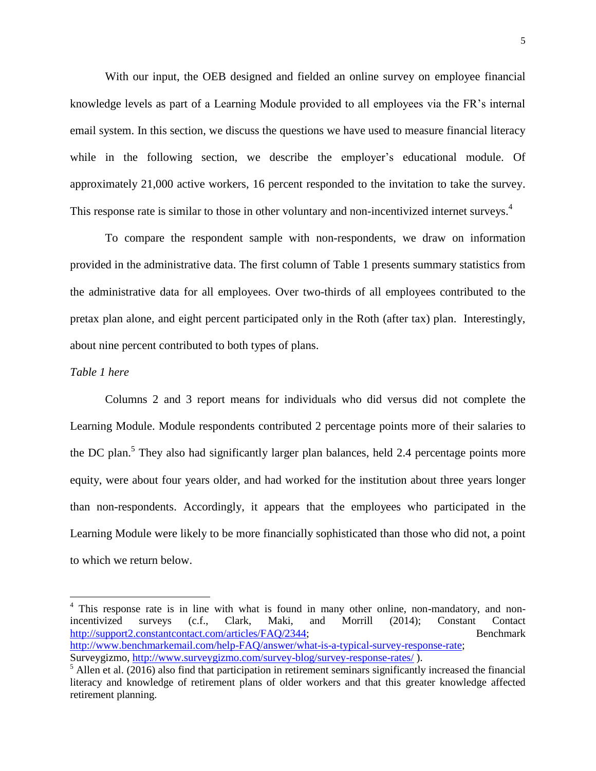With our input, the OEB designed and fielded an online survey on employee financial knowledge levels as part of a Learning Module provided to all employees via the FR's internal email system. In this section, we discuss the questions we have used to measure financial literacy while in the following section, we describe the employer's educational module. Of approximately 21,000 active workers, 16 percent responded to the invitation to take the survey. This response rate is similar to those in other voluntary and non-incentivized internet surveys.[4]

To compare the respondent sample with non-respondents, we draw on information provided in the administrative data. The first column of Table 1 presents summary statistics from the administrative data for all employees. Over two-thirds of all employees contributed to the pretax plan alone, and eight percent participated only in the Roth (after tax) plan. Interestingly, about nine percent contributed to both types of plans.

*Table 1 here*

Columns 2 and 3 report means for individuals who did versus did not complete the Learning Module. Module respondents contributed 2 percentage points more of their salaries to the DC plan.[5] They also had significantly larger plan balances, held 2.4 percentage points more equity, were about four years older, and had worked for the institution about three years longer than non-respondents. Accordingly, it appears that the employees who participated in the Learning Module were likely to be more financially sophisticated than those who did not, a point to which we return below.

---

[4] This response rate is in line with what is found in many other online, non-mandatory, and non-incentivized surveys (c.f., Clark, Maki, and Morrill (2014); Constant Contact http://support2.constantcontact.com/articles/FAQ/2344; Benchmark http://www.benchmarkemail.com/help-FAQ/answer/what-is-a-typical-survey-response-rate; Surveygizmo, http://www.surveygizmo.com/survey-blog/survey-response-rates/ ).

[5] Allen et al. (2016) also find that participation in retirement seminars significantly increased the financial literacy and knowledge of retirement plans of older workers and that this greater knowledge affected retirement planning.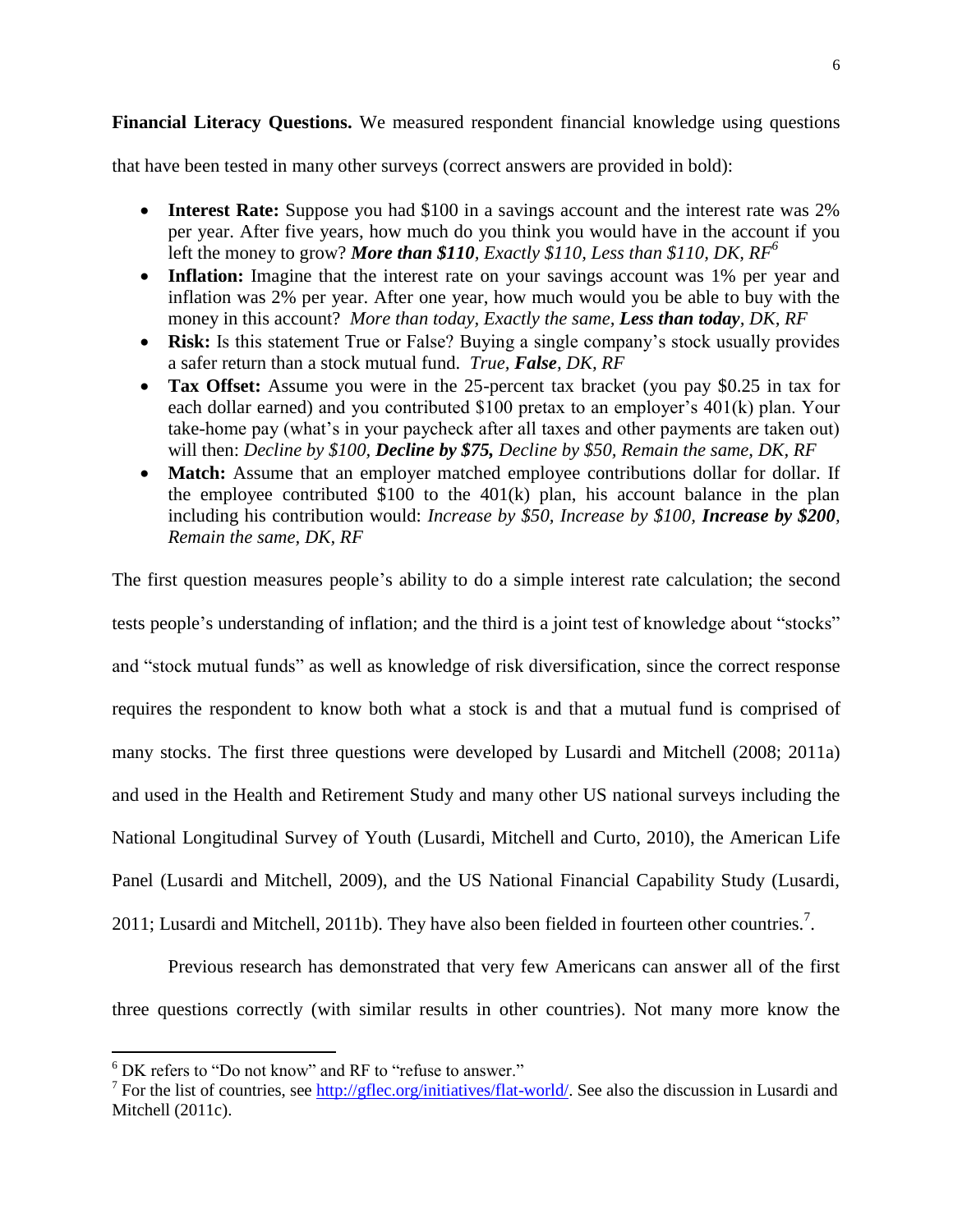**Financial Literacy Questions.** We measured respondent financial knowledge using questions that have been tested in many other surveys (correct answers are provided in bold):

- **Interest Rate:** Suppose you had $100 in a savings account and the interest rate was 2% per year. After five years, how much do you think you would have in the account if you left the money to grow? ***More than $110****, Exactly $110, Less than $110, DK, RF*[6]
- **Inflation:** Imagine that the interest rate on your savings account was 1% per year and inflation was 2% per year. After one year, how much would you be able to buy with the money in this account? *More than today, Exactly the same,* ***Less than today****, DK, RF*
- **Risk:** Is this statement True or False? Buying a single company's stock usually provides a safer return than a stock mutual fund. *True,* ***False****, DK, RF*
- **Tax Offset:** Assume you were in the 25-percent tax bracket (you pay $0.25 in tax for each dollar earned) and you contributed $100 pretax to an employer's 401(k) plan. Your take-home pay (what's in your paycheck after all taxes and other payments are taken out) will then: *Decline by $100,* ***Decline by $75,*** *Decline by $50, Remain the same, DK, RF*
- **Match:** Assume that an employer matched employee contributions dollar for dollar. If the employee contributed $100 to the 401(k) plan, his account balance in the plan including his contribution would: *Increase by $50, Increase by $100,* ***Increase by $200****, Remain the same, DK, RF*

The first question measures people's ability to do a simple interest rate calculation; the second tests people's understanding of inflation; and the third is a joint test of knowledge about "stocks" and "stock mutual funds" as well as knowledge of risk diversification, since the correct response requires the respondent to know both what a stock is and that a mutual fund is comprised of many stocks. The first three questions were developed by Lusardi and Mitchell (2008; 2011a) and used in the Health and Retirement Study and many other US national surveys including the National Longitudinal Survey of Youth (Lusardi, Mitchell and Curto, 2010), the American Life Panel (Lusardi and Mitchell, 2009), and the US National Financial Capability Study (Lusardi, 2011; Lusardi and Mitchell, 2011b). They have also been fielded in fourteen other countries.[7].

Previous research has demonstrated that very few Americans can answer all of the first three questions correctly (with similar results in other countries). Not many more know the

[6] DK refers to "Do not know" and RF to "refuse to answer."

[7] For the list of countries, see http://gflec.org/initiatives/flat-world/. See also the discussion in Lusardi and Mitchell (2011c).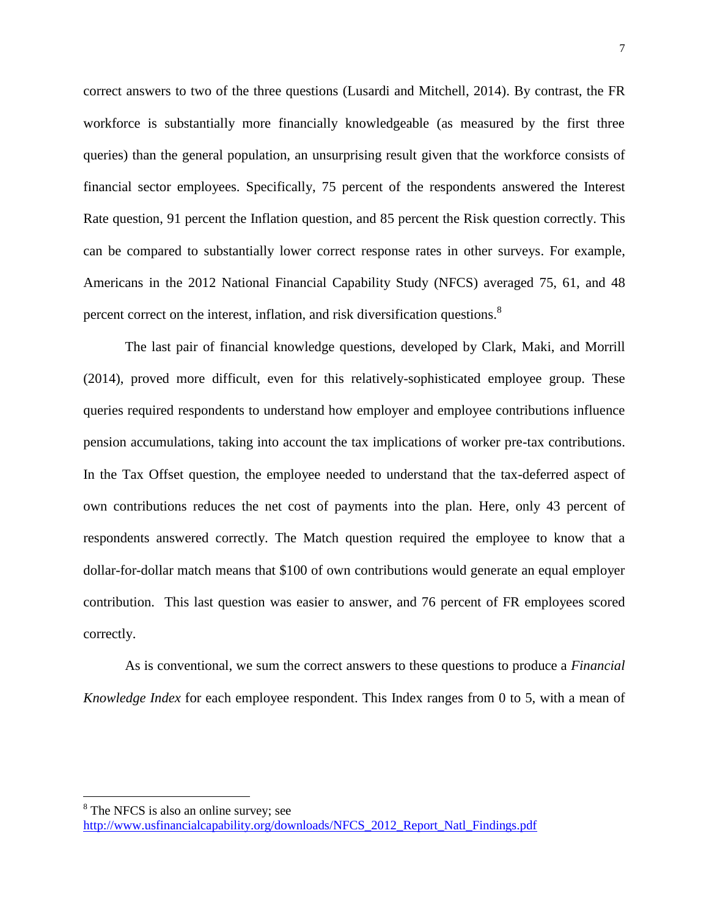correct answers to two of the three questions (Lusardi and Mitchell, 2014). By contrast, the FR workforce is substantially more financially knowledgeable (as measured by the first three queries) than the general population, an unsurprising result given that the workforce consists of financial sector employees. Specifically, 75 percent of the respondents answered the Interest Rate question, 91 percent the Inflation question, and 85 percent the Risk question correctly. This can be compared to substantially lower correct response rates in other surveys. For example, Americans in the 2012 National Financial Capability Study (NFCS) averaged 75, 61, and 48 percent correct on the interest, inflation, and risk diversification questions.[8]

The last pair of financial knowledge questions, developed by Clark, Maki, and Morrill (2014), proved more difficult, even for this relatively-sophisticated employee group. These queries required respondents to understand how employer and employee contributions influence pension accumulations, taking into account the tax implications of worker pre-tax contributions. In the Tax Offset question, the employee needed to understand that the tax-deferred aspect of own contributions reduces the net cost of payments into the plan. Here, only 43 percent of respondents answered correctly. The Match question required the employee to know that a dollar-for-dollar match means that $100 of own contributions would generate an equal employer contribution. This last question was easier to answer, and 76 percent of FR employees scored correctly.

As is conventional, we sum the correct answers to these questions to produce a *Financial Knowledge Index* for each employee respondent. This Index ranges from 0 to 5, with a mean of

---

[8] The NFCS is also an online survey; see http://www.usfinancialcapability.org/downloads/NFCS_2012_Report_Natl_Findings.pdf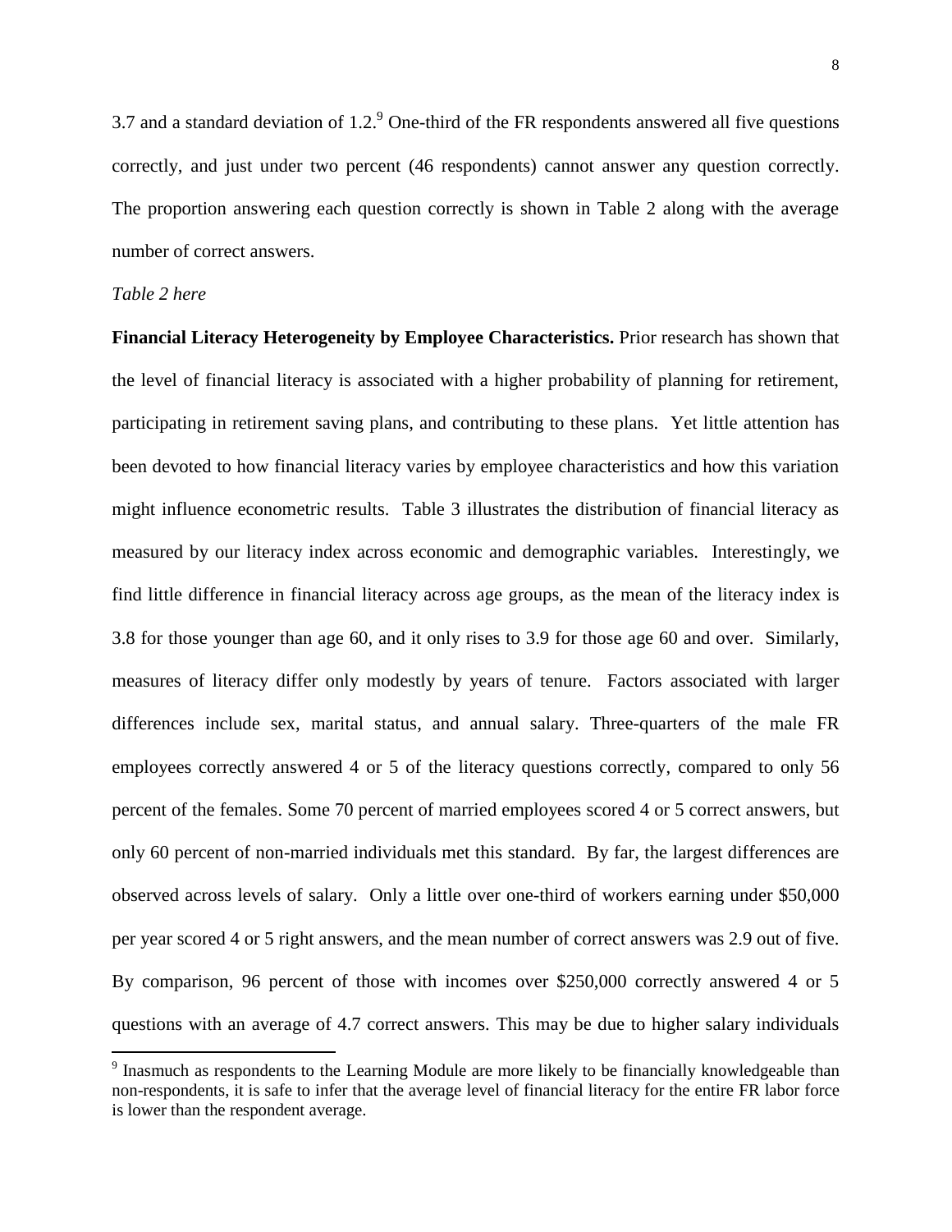3.7 and a standard deviation of 1.2.[9] One-third of the FR respondents answered all five questions correctly, and just under two percent (46 respondents) cannot answer any question correctly. The proportion answering each question correctly is shown in Table 2 along with the average number of correct answers.

*Table 2 here*

**Financial Literacy Heterogeneity by Employee Characteristics.** Prior research has shown that the level of financial literacy is associated with a higher probability of planning for retirement, participating in retirement saving plans, and contributing to these plans. Yet little attention has been devoted to how financial literacy varies by employee characteristics and how this variation might influence econometric results. Table 3 illustrates the distribution of financial literacy as measured by our literacy index across economic and demographic variables. Interestingly, we find little difference in financial literacy across age groups, as the mean of the literacy index is 3.8 for those younger than age 60, and it only rises to 3.9 for those age 60 and over. Similarly, measures of literacy differ only modestly by years of tenure. Factors associated with larger differences include sex, marital status, and annual salary. Three-quarters of the male FR employees correctly answered 4 or 5 of the literacy questions correctly, compared to only 56 percent of the females. Some 70 percent of married employees scored 4 or 5 correct answers, but only 60 percent of non-married individuals met this standard. By far, the largest differences are observed across levels of salary. Only a little over one-third of workers earning under $50,000 per year scored 4 or 5 right answers, and the mean number of correct answers was 2.9 out of five. By comparison, 96 percent of those with incomes over $250,000 correctly answered 4 or 5 questions with an average of 4.7 correct answers. This may be due to higher salary individuals

[9] Inasmuch as respondents to the Learning Module are more likely to be financially knowledgeable than non-respondents, it is safe to infer that the average level of financial literacy for the entire FR labor force is lower than the respondent average.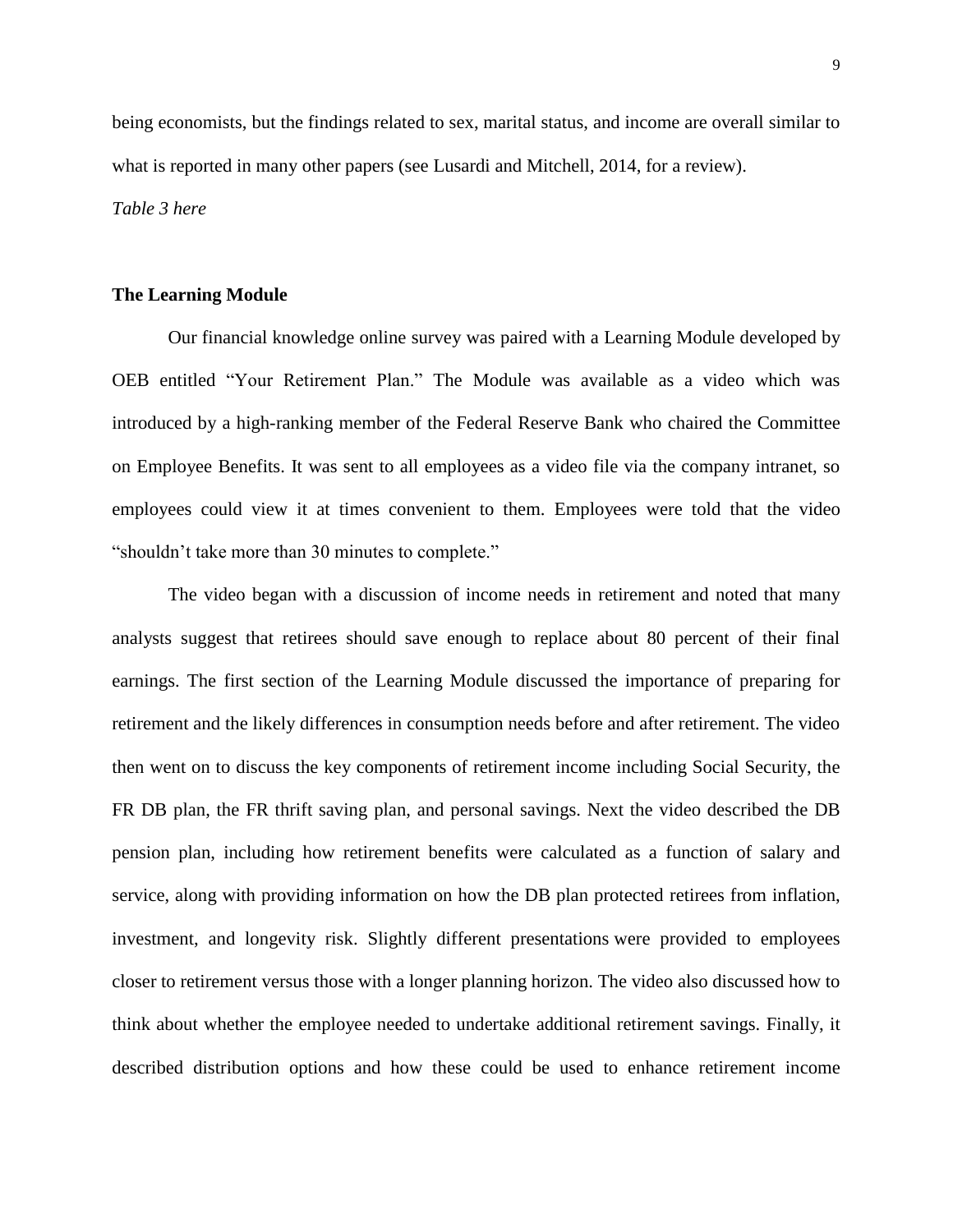being economists, but the findings related to sex, marital status, and income are overall similar to what is reported in many other papers (see Lusardi and Mitchell, 2014, for a review).

*Table 3 here*

## The Learning Module

Our financial knowledge online survey was paired with a Learning Module developed by OEB entitled "Your Retirement Plan." The Module was available as a video which was introduced by a high-ranking member of the Federal Reserve Bank who chaired the Committee on Employee Benefits. It was sent to all employees as a video file via the company intranet, so employees could view it at times convenient to them. Employees were told that the video "shouldn't take more than 30 minutes to complete."

The video began with a discussion of income needs in retirement and noted that many analysts suggest that retirees should save enough to replace about 80 percent of their final earnings. The first section of the Learning Module discussed the importance of preparing for retirement and the likely differences in consumption needs before and after retirement. The video then went on to discuss the key components of retirement income including Social Security, the FR DB plan, the FR thrift saving plan, and personal savings. Next the video described the DB pension plan, including how retirement benefits were calculated as a function of salary and service, along with providing information on how the DB plan protected retirees from inflation, investment, and longevity risk. Slightly different presentations were provided to employees closer to retirement versus those with a longer planning horizon. The video also discussed how to think about whether the employee needed to undertake additional retirement savings. Finally, it described distribution options and how these could be used to enhance retirement income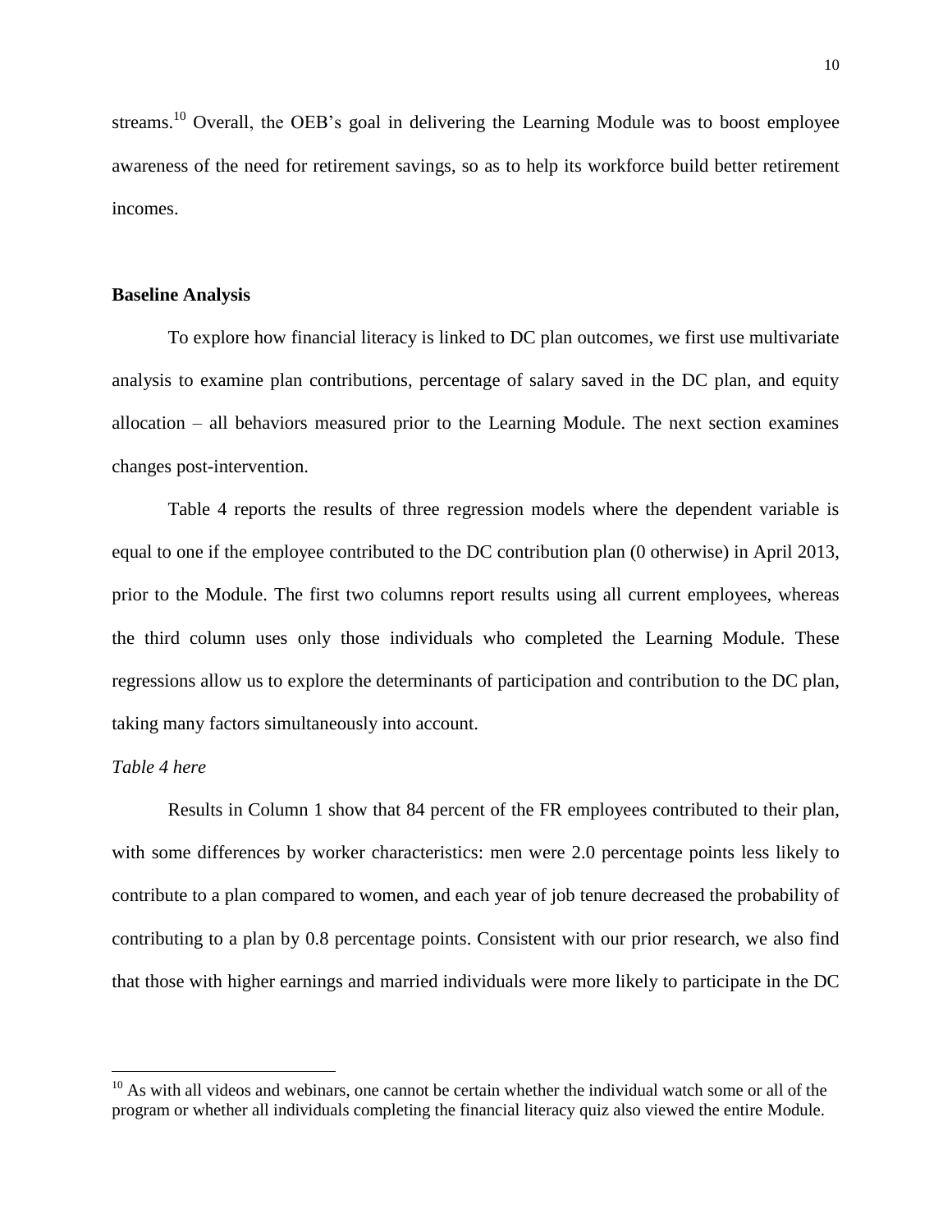streams.[10] Overall, the OEB's goal in delivering the Learning Module was to boost employee awareness of the need for retirement savings, so as to help its workforce build better retirement incomes.

## Baseline Analysis

To explore how financial literacy is linked to DC plan outcomes, we first use multivariate analysis to examine plan contributions, percentage of salary saved in the DC plan, and equity allocation – all behaviors measured prior to the Learning Module. The next section examines changes post-intervention.

Table 4 reports the results of three regression models where the dependent variable is equal to one if the employee contributed to the DC contribution plan (0 otherwise) in April 2013, prior to the Module. The first two columns report results using all current employees, whereas the third column uses only those individuals who completed the Learning Module. These regressions allow us to explore the determinants of participation and contribution to the DC plan, taking many factors simultaneously into account.

*Table 4 here*

Results in Column 1 show that 84 percent of the FR employees contributed to their plan, with some differences by worker characteristics: men were 2.0 percentage points less likely to contribute to a plan compared to women, and each year of job tenure decreased the probability of contributing to a plan by 0.8 percentage points. Consistent with our prior research, we also find that those with higher earnings and married individuals were more likely to participate in the DC

[10] As with all videos and webinars, one cannot be certain whether the individual watch some or all of the program or whether all individuals completing the financial literacy quiz also viewed the entire Module.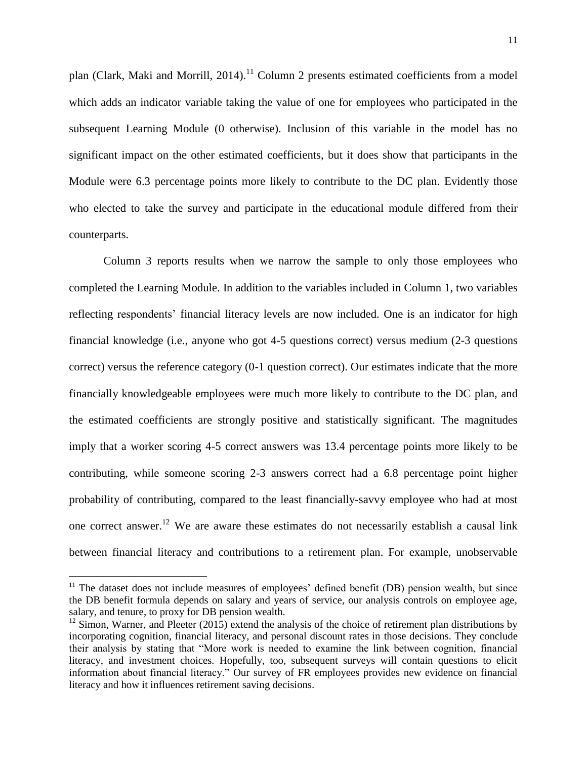plan (Clark, Maki and Morrill, 2014).[11] Column 2 presents estimated coefficients from a model which adds an indicator variable taking the value of one for employees who participated in the subsequent Learning Module (0 otherwise). Inclusion of this variable in the model has no significant impact on the other estimated coefficients, but it does show that participants in the Module were 6.3 percentage points more likely to contribute to the DC plan. Evidently those who elected to take the survey and participate in the educational module differed from their counterparts.

Column 3 reports results when we narrow the sample to only those employees who completed the Learning Module. In addition to the variables included in Column 1, two variables reflecting respondents' financial literacy levels are now included. One is an indicator for high financial knowledge (i.e., anyone who got 4-5 questions correct) versus medium (2-3 questions correct) versus the reference category (0-1 question correct). Our estimates indicate that the more financially knowledgeable employees were much more likely to contribute to the DC plan, and the estimated coefficients are strongly positive and statistically significant. The magnitudes imply that a worker scoring 4-5 correct answers was 13.4 percentage points more likely to be contributing, while someone scoring 2-3 answers correct had a 6.8 percentage point higher probability of contributing, compared to the least financially-savvy employee who had at most one correct answer.[12] We are aware these estimates do not necessarily establish a causal link between financial literacy and contributions to a retirement plan. For example, unobservable

---

[11] The dataset does not include measures of employees' defined benefit (DB) pension wealth, but since the DB benefit formula depends on salary and years of service, our analysis controls on employee age, salary, and tenure, to proxy for DB pension wealth.

[12] Simon, Warner, and Pleeter (2015) extend the analysis of the choice of retirement plan distributions by incorporating cognition, financial literacy, and personal discount rates in those decisions. They conclude their analysis by stating that "More work is needed to examine the link between cognition, financial literacy, and investment choices. Hopefully, too, subsequent surveys will contain questions to elicit information about financial literacy." Our survey of FR employees provides new evidence on financial literacy and how it influences retirement saving decisions.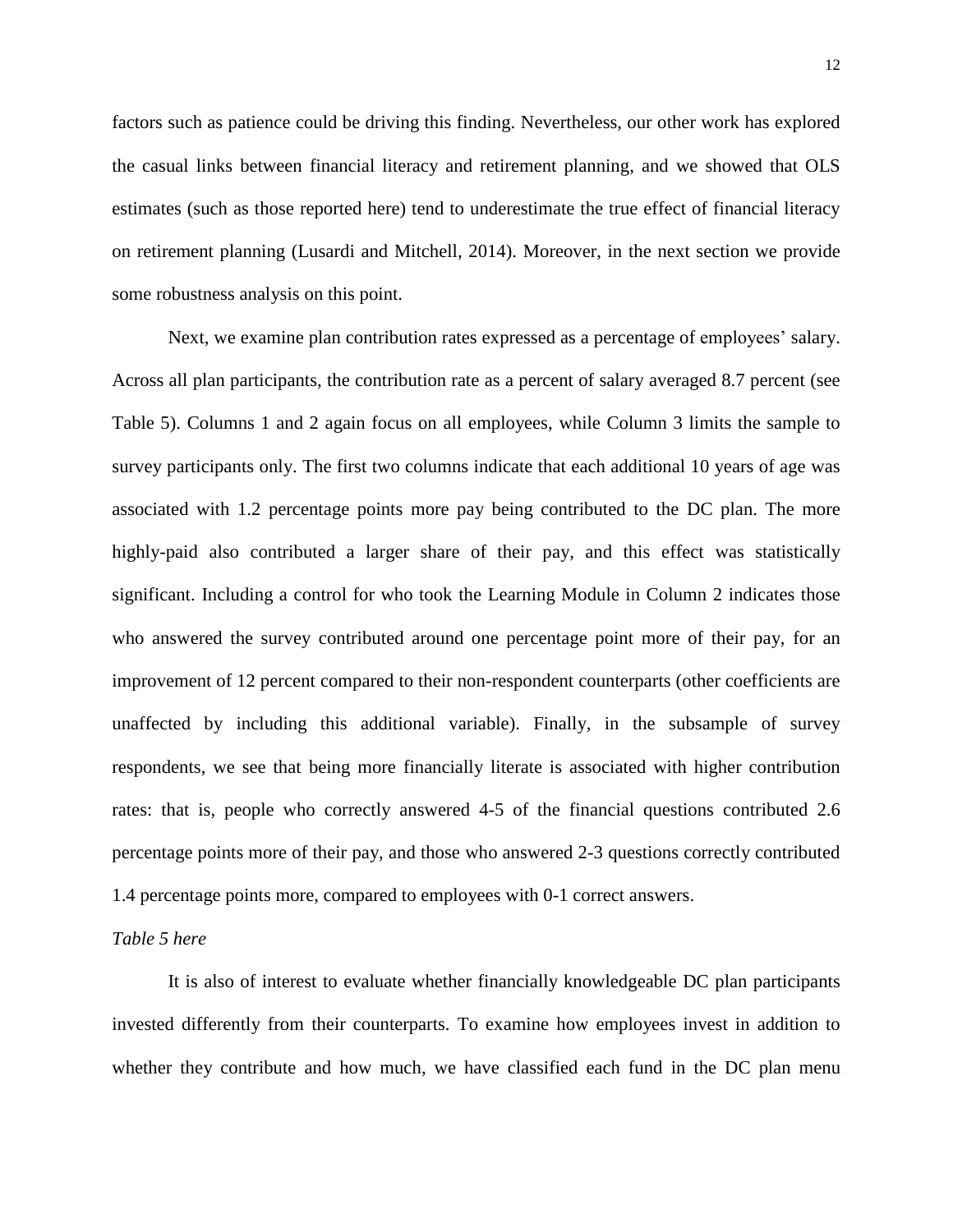factors such as patience could be driving this finding. Nevertheless, our other work has explored the casual links between financial literacy and retirement planning, and we showed that OLS estimates (such as those reported here) tend to underestimate the true effect of financial literacy on retirement planning (Lusardi and Mitchell, 2014). Moreover, in the next section we provide some robustness analysis on this point.

Next, we examine plan contribution rates expressed as a percentage of employees' salary. Across all plan participants, the contribution rate as a percent of salary averaged 8.7 percent (see Table 5). Columns 1 and 2 again focus on all employees, while Column 3 limits the sample to survey participants only. The first two columns indicate that each additional 10 years of age was associated with 1.2 percentage points more pay being contributed to the DC plan. The more highly-paid also contributed a larger share of their pay, and this effect was statistically significant. Including a control for who took the Learning Module in Column 2 indicates those who answered the survey contributed around one percentage point more of their pay, for an improvement of 12 percent compared to their non-respondent counterparts (other coefficients are unaffected by including this additional variable). Finally, in the subsample of survey respondents, we see that being more financially literate is associated with higher contribution rates: that is, people who correctly answered 4-5 of the financial questions contributed 2.6 percentage points more of their pay, and those who answered 2-3 questions correctly contributed 1.4 percentage points more, compared to employees with 0-1 correct answers.

*Table 5 here*

It is also of interest to evaluate whether financially knowledgeable DC plan participants invested differently from their counterparts. To examine how employees invest in addition to whether they contribute and how much, we have classified each fund in the DC plan menu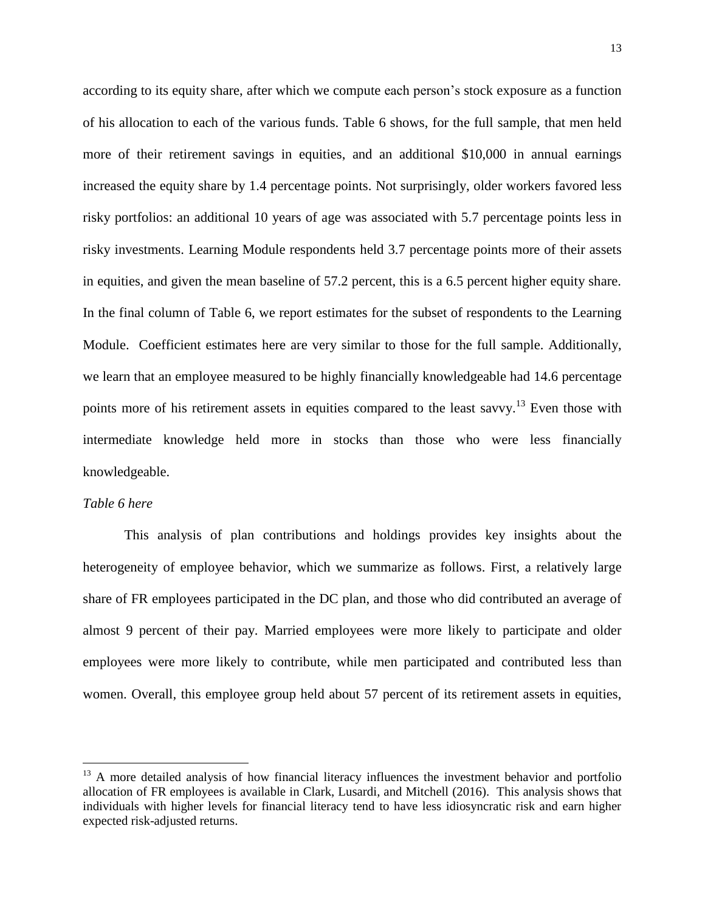according to its equity share, after which we compute each person's stock exposure as a function of his allocation to each of the various funds. Table 6 shows, for the full sample, that men held more of their retirement savings in equities, and an additional \$10,000 in annual earnings increased the equity share by 1.4 percentage points. Not surprisingly, older workers favored less risky portfolios: an additional 10 years of age was associated with 5.7 percentage points less in risky investments. Learning Module respondents held 3.7 percentage points more of their assets in equities, and given the mean baseline of 57.2 percent, this is a 6.5 percent higher equity share. In the final column of Table 6, we report estimates for the subset of respondents to the Learning Module. Coefficient estimates here are very similar to those for the full sample. Additionally, we learn that an employee measured to be highly financially knowledgeable had 14.6 percentage points more of his retirement assets in equities compared to the least savvy.[13] Even those with intermediate knowledge held more in stocks than those who were less financially knowledgeable.

*Table 6 here*

This analysis of plan contributions and holdings provides key insights about the heterogeneity of employee behavior, which we summarize as follows. First, a relatively large share of FR employees participated in the DC plan, and those who did contributed an average of almost 9 percent of their pay. Married employees were more likely to participate and older employees were more likely to contribute, while men participated and contributed less than women. Overall, this employee group held about 57 percent of its retirement assets in equities,

---

[13] A more detailed analysis of how financial literacy influences the investment behavior and portfolio allocation of FR employees is available in Clark, Lusardi, and Mitchell (2016). This analysis shows that individuals with higher levels for financial literacy tend to have less idiosyncratic risk and earn higher expected risk-adjusted returns.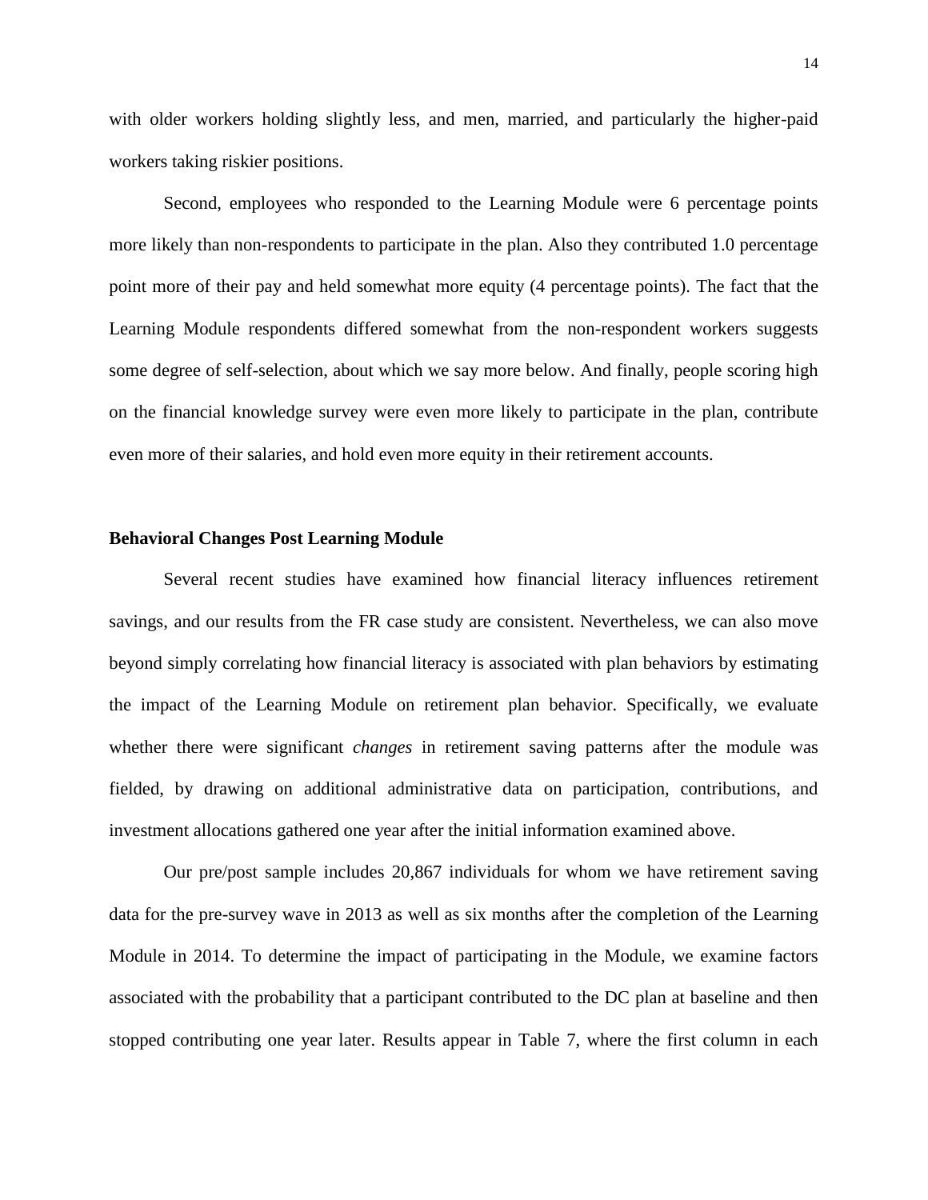with older workers holding slightly less, and men, married, and particularly the higher-paid workers taking riskier positions.

Second, employees who responded to the Learning Module were 6 percentage points more likely than non-respondents to participate in the plan. Also they contributed 1.0 percentage point more of their pay and held somewhat more equity (4 percentage points). The fact that the Learning Module respondents differed somewhat from the non-respondent workers suggests some degree of self-selection, about which we say more below. And finally, people scoring high on the financial knowledge survey were even more likely to participate in the plan, contribute even more of their salaries, and hold even more equity in their retirement accounts.

**Behavioral Changes Post Learning Module**

Several recent studies have examined how financial literacy influences retirement savings, and our results from the FR case study are consistent. Nevertheless, we can also move beyond simply correlating how financial literacy is associated with plan behaviors by estimating the impact of the Learning Module on retirement plan behavior. Specifically, we evaluate whether there were significant *changes* in retirement saving patterns after the module was fielded, by drawing on additional administrative data on participation, contributions, and investment allocations gathered one year after the initial information examined above.

Our pre/post sample includes 20,867 individuals for whom we have retirement saving data for the pre-survey wave in 2013 as well as six months after the completion of the Learning Module in 2014. To determine the impact of participating in the Module, we examine factors associated with the probability that a participant contributed to the DC plan at baseline and then stopped contributing one year later. Results appear in Table 7, where the first column in each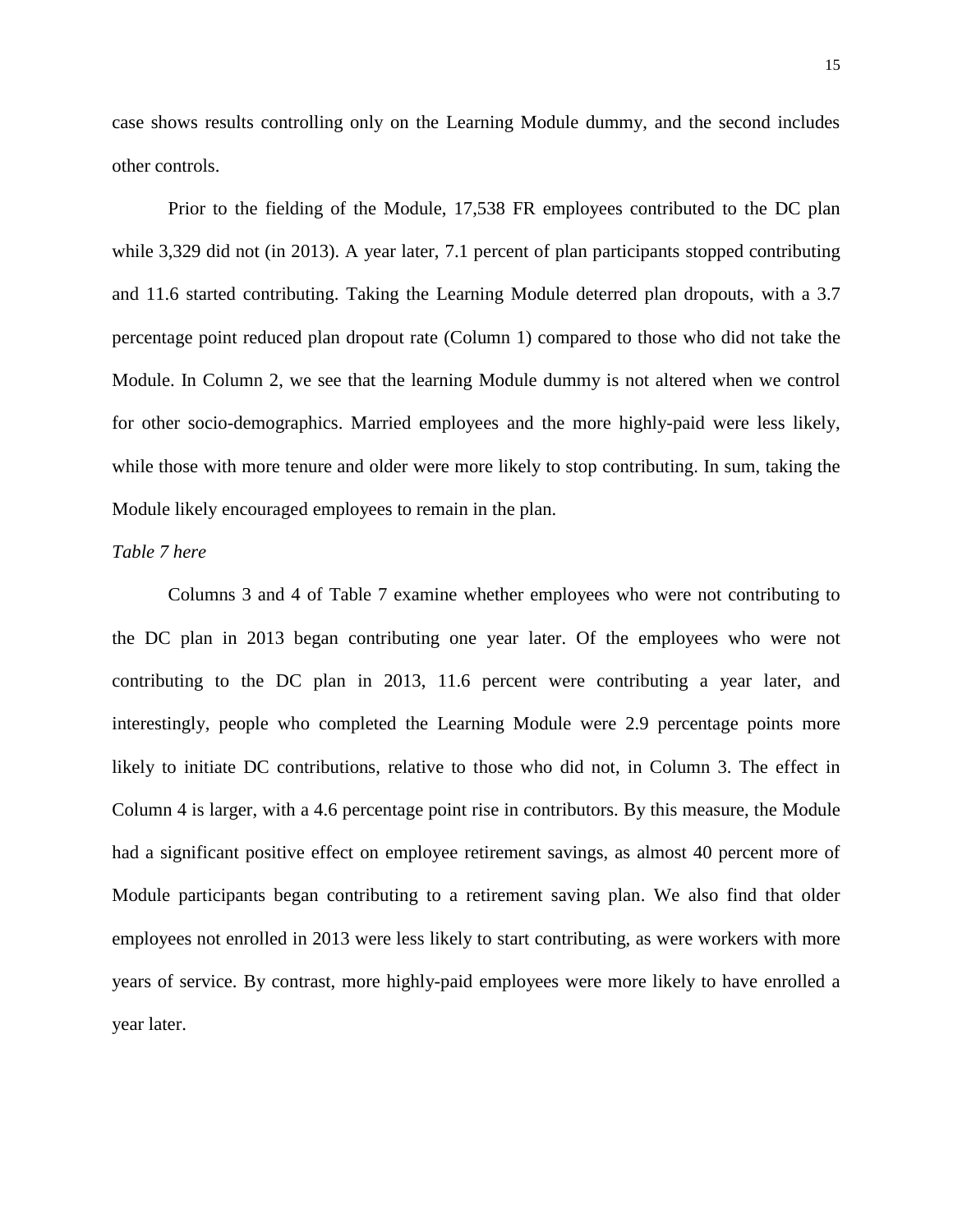case shows results controlling only on the Learning Module dummy, and the second includes other controls.

Prior to the fielding of the Module, 17,538 FR employees contributed to the DC plan while 3,329 did not (in 2013). A year later, 7.1 percent of plan participants stopped contributing and 11.6 started contributing. Taking the Learning Module deterred plan dropouts, with a 3.7 percentage point reduced plan dropout rate (Column 1) compared to those who did not take the Module. In Column 2, we see that the learning Module dummy is not altered when we control for other socio-demographics. Married employees and the more highly-paid were less likely, while those with more tenure and older were more likely to stop contributing. In sum, taking the Module likely encouraged employees to remain in the plan.

*Table 7 here*

Columns 3 and 4 of Table 7 examine whether employees who were not contributing to the DC plan in 2013 began contributing one year later. Of the employees who were not contributing to the DC plan in 2013, 11.6 percent were contributing a year later, and interestingly, people who completed the Learning Module were 2.9 percentage points more likely to initiate DC contributions, relative to those who did not, in Column 3. The effect in Column 4 is larger, with a 4.6 percentage point rise in contributors. By this measure, the Module had a significant positive effect on employee retirement savings, as almost 40 percent more of Module participants began contributing to a retirement saving plan. We also find that older employees not enrolled in 2013 were less likely to start contributing, as were workers with more years of service. By contrast, more highly-paid employees were more likely to have enrolled a year later.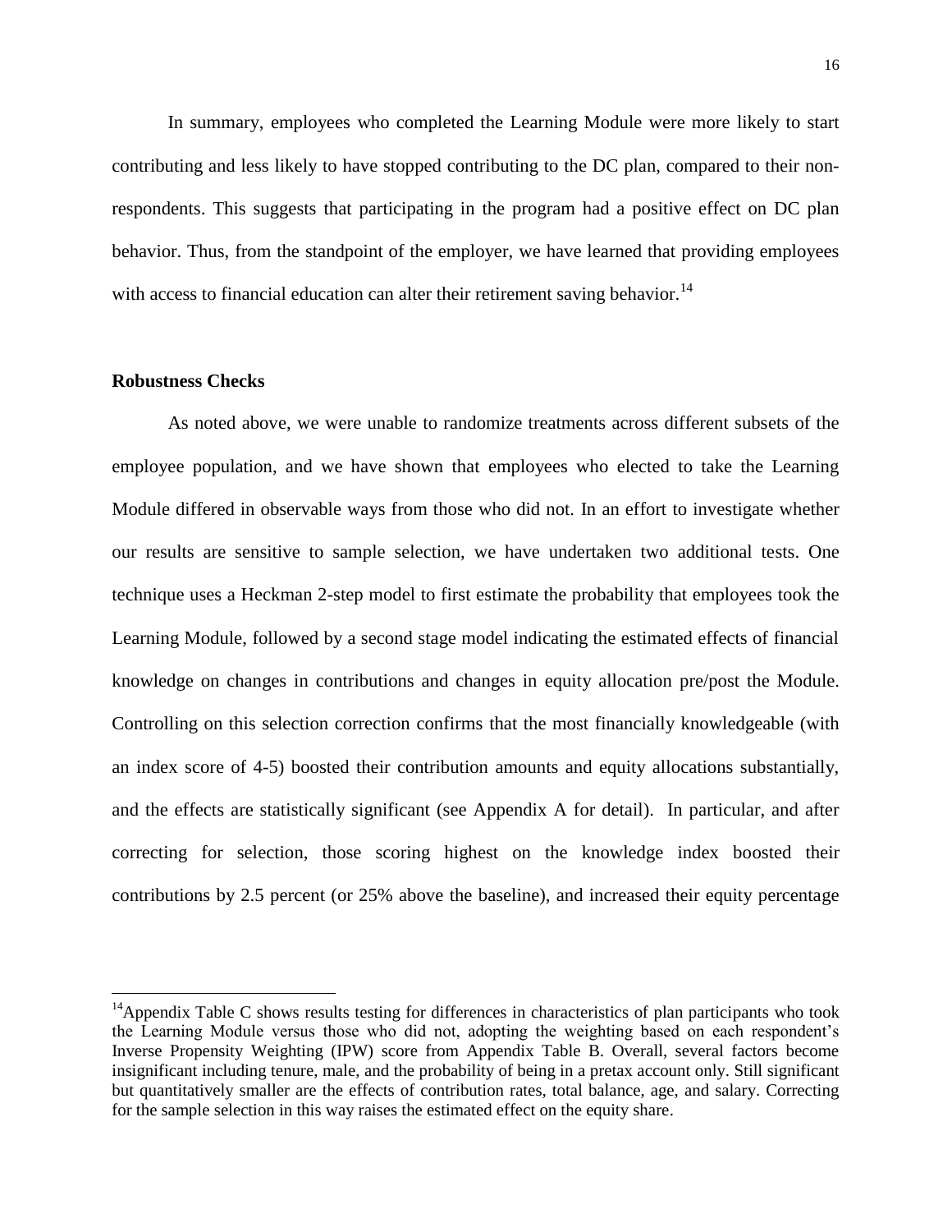In summary, employees who completed the Learning Module were more likely to start contributing and less likely to have stopped contributing to the DC plan, compared to their non-respondents. This suggests that participating in the program had a positive effect on DC plan behavior. Thus, from the standpoint of the employer, we have learned that providing employees with access to financial education can alter their retirement saving behavior.[14]

**Robustness Checks**

As noted above, we were unable to randomize treatments across different subsets of the employee population, and we have shown that employees who elected to take the Learning Module differed in observable ways from those who did not. In an effort to investigate whether our results are sensitive to sample selection, we have undertaken two additional tests. One technique uses a Heckman 2-step model to first estimate the probability that employees took the Learning Module, followed by a second stage model indicating the estimated effects of financial knowledge on changes in contributions and changes in equity allocation pre/post the Module. Controlling on this selection correction confirms that the most financially knowledgeable (with an index score of 4-5) boosted their contribution amounts and equity allocations substantially, and the effects are statistically significant (see Appendix A for detail). In particular, and after correcting for selection, those scoring highest on the knowledge index boosted their contributions by 2.5 percent (or 25% above the baseline), and increased their equity percentage

---

[14] Appendix Table C shows results testing for differences in characteristics of plan participants who took the Learning Module versus those who did not, adopting the weighting based on each respondent's Inverse Propensity Weighting (IPW) score from Appendix Table B. Overall, several factors become insignificant including tenure, male, and the probability of being in a pretax account only. Still significant but quantitatively smaller are the effects of contribution rates, total balance, age, and salary. Correcting for the sample selection in this way raises the estimated effect on the equity share.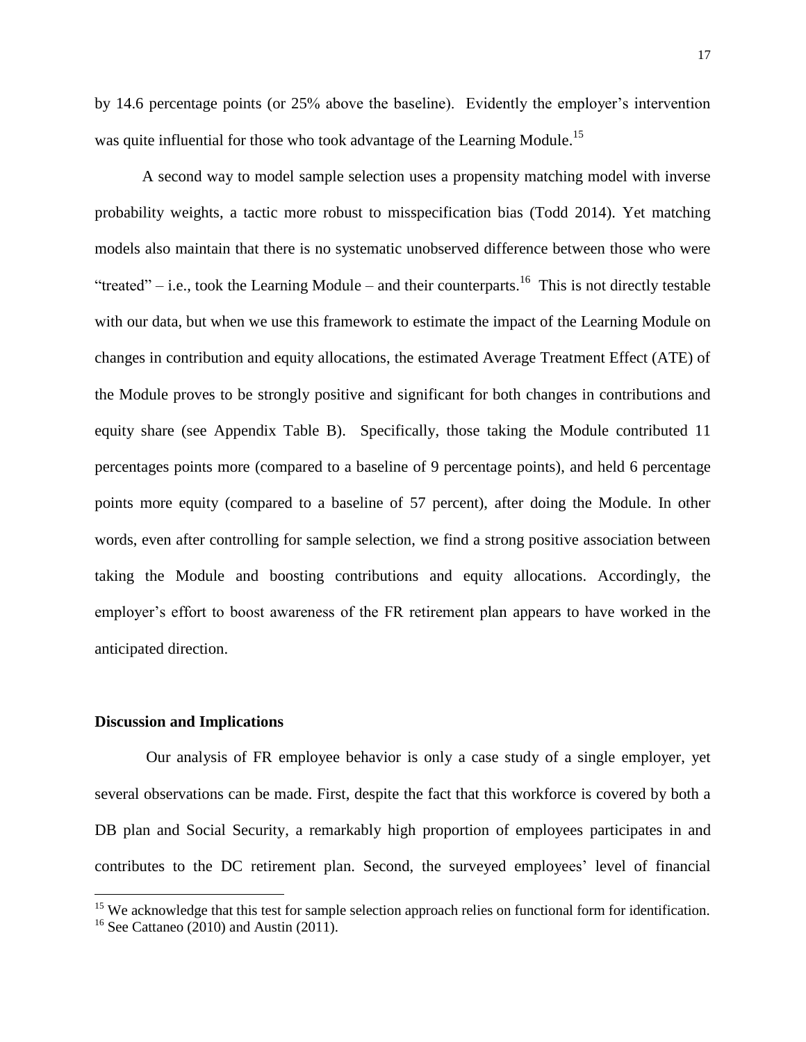by 14.6 percentage points (or 25% above the baseline). Evidently the employer's intervention was quite influential for those who took advantage of the Learning Module.[15]

A second way to model sample selection uses a propensity matching model with inverse probability weights, a tactic more robust to misspecification bias (Todd 2014). Yet matching models also maintain that there is no systematic unobserved difference between those who were "treated" – i.e., took the Learning Module – and their counterparts.[16] This is not directly testable with our data, but when we use this framework to estimate the impact of the Learning Module on changes in contribution and equity allocations, the estimated Average Treatment Effect (ATE) of the Module proves to be strongly positive and significant for both changes in contributions and equity share (see Appendix Table B). Specifically, those taking the Module contributed 11 percentages points more (compared to a baseline of 9 percentage points), and held 6 percentage points more equity (compared to a baseline of 57 percent), after doing the Module. In other words, even after controlling for sample selection, we find a strong positive association between taking the Module and boosting contributions and equity allocations. Accordingly, the employer's effort to boost awareness of the FR retirement plan appears to have worked in the anticipated direction.

## Discussion and Implications

Our analysis of FR employee behavior is only a case study of a single employer, yet several observations can be made. First, despite the fact that this workforce is covered by both a DB plan and Social Security, a remarkably high proportion of employees participates in and contributes to the DC retirement plan. Second, the surveyed employees' level of financial

[15] We acknowledge that this test for sample selection approach relies on functional form for identification.

[16] See Cattaneo (2010) and Austin (2011).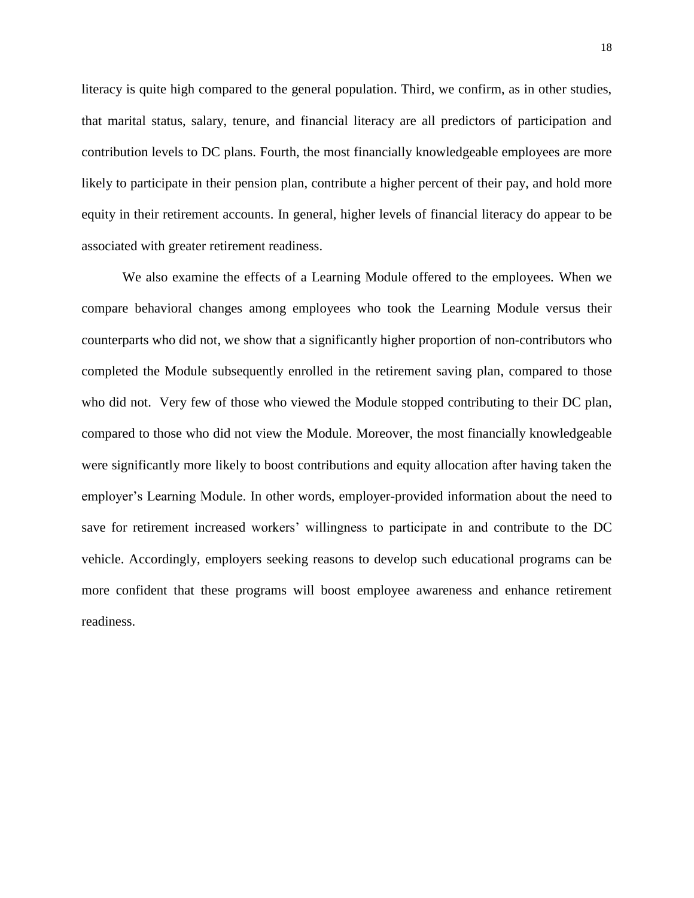literacy is quite high compared to the general population. Third, we confirm, as in other studies, that marital status, salary, tenure, and financial literacy are all predictors of participation and contribution levels to DC plans. Fourth, the most financially knowledgeable employees are more likely to participate in their pension plan, contribute a higher percent of their pay, and hold more equity in their retirement accounts. In general, higher levels of financial literacy do appear to be associated with greater retirement readiness.

We also examine the effects of a Learning Module offered to the employees. When we compare behavioral changes among employees who took the Learning Module versus their counterparts who did not, we show that a significantly higher proportion of non-contributors who completed the Module subsequently enrolled in the retirement saving plan, compared to those who did not. Very few of those who viewed the Module stopped contributing to their DC plan, compared to those who did not view the Module. Moreover, the most financially knowledgeable were significantly more likely to boost contributions and equity allocation after having taken the employer's Learning Module. In other words, employer-provided information about the need to save for retirement increased workers' willingness to participate in and contribute to the DC vehicle. Accordingly, employers seeking reasons to develop such educational programs can be more confident that these programs will boost employee awareness and enhance retirement readiness.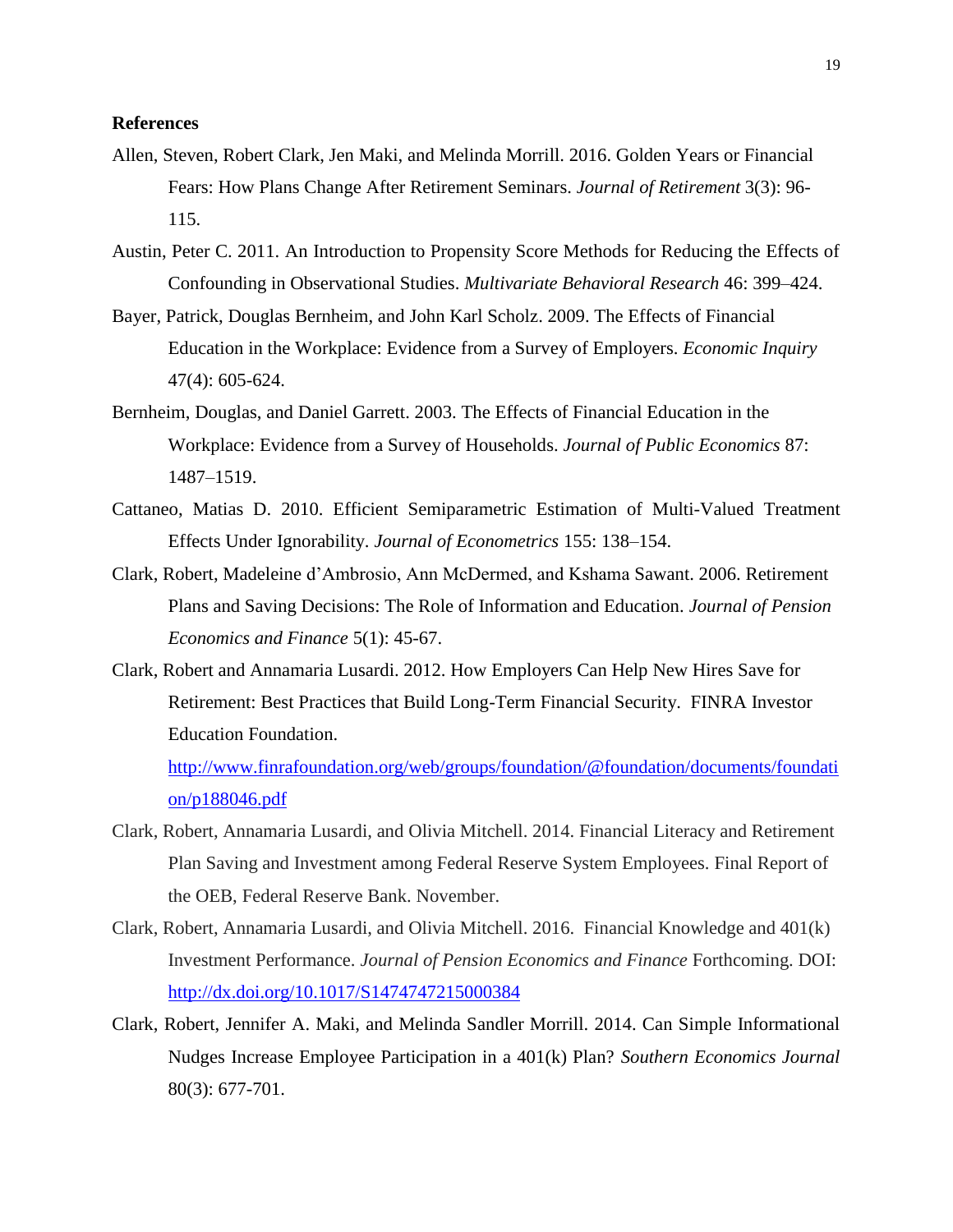**References**

Allen, Steven, Robert Clark, Jen Maki, and Melinda Morrill. 2016. Golden Years or Financial Fears: How Plans Change After Retirement Seminars. *Journal of Retirement* 3(3): 96-115.

Austin, Peter C. 2011. An Introduction to Propensity Score Methods for Reducing the Effects of Confounding in Observational Studies. *Multivariate Behavioral Research* 46: 399–424.

Bayer, Patrick, Douglas Bernheim, and John Karl Scholz. 2009. The Effects of Financial Education in the Workplace: Evidence from a Survey of Employers. *Economic Inquiry* 47(4): 605-624.

Bernheim, Douglas, and Daniel Garrett. 2003. The Effects of Financial Education in the Workplace: Evidence from a Survey of Households. *Journal of Public Economics* 87: 1487–1519.

Cattaneo, Matias D. 2010. Efficient Semiparametric Estimation of Multi-Valued Treatment Effects Under Ignorability. *Journal of Econometrics* 155: 138–154.

Clark, Robert, Madeleine d'Ambrosio, Ann McDermed, and Kshama Sawant. 2006. Retirement Plans and Saving Decisions: The Role of Information and Education. *Journal of Pension Economics and Finance* 5(1): 45-67.

Clark, Robert and Annamaria Lusardi. 2012. How Employers Can Help New Hires Save for Retirement: Best Practices that Build Long-Term Financial Security. FINRA Investor Education Foundation. http://www.finrafoundation.org/web/groups/foundation/@foundation/documents/foundation/p188046.pdf

Clark, Robert, Annamaria Lusardi, and Olivia Mitchell. 2014. Financial Literacy and Retirement Plan Saving and Investment among Federal Reserve System Employees. Final Report of the OEB, Federal Reserve Bank. November.

Clark, Robert, Annamaria Lusardi, and Olivia Mitchell. 2016. Financial Knowledge and 401(k) Investment Performance. *Journal of Pension Economics and Finance* Forthcoming. DOI: http://dx.doi.org/10.1017/S1474747215000384

Clark, Robert, Jennifer A. Maki, and Melinda Sandler Morrill. 2014. Can Simple Informational Nudges Increase Employee Participation in a 401(k) Plan? *Southern Economics Journal* 80(3): 677-701.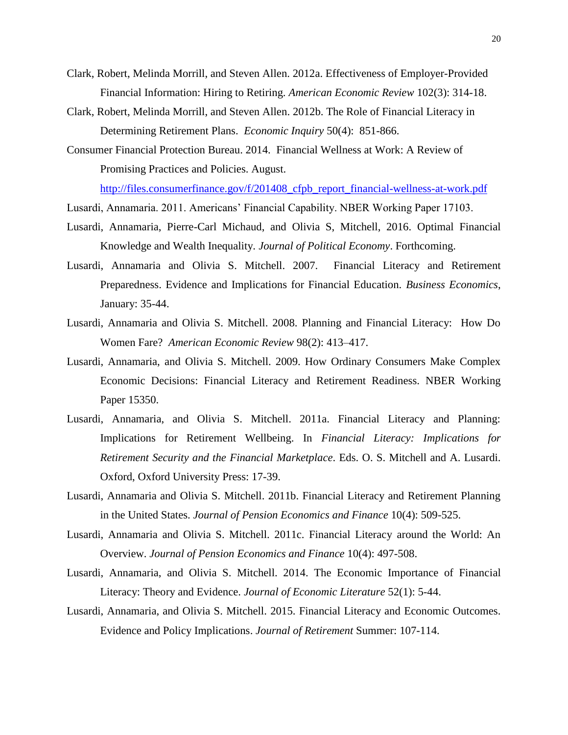Clark, Robert, Melinda Morrill, and Steven Allen. 2012a. Effectiveness of Employer-Provided Financial Information: Hiring to Retiring. *American Economic Review* 102(3): 314-18.

Clark, Robert, Melinda Morrill, and Steven Allen. 2012b. The Role of Financial Literacy in Determining Retirement Plans. *Economic Inquiry* 50(4): 851-866.

Consumer Financial Protection Bureau. 2014. Financial Wellness at Work: A Review of Promising Practices and Policies. August. http://files.consumerfinance.gov/f/201408_cfpb_report_financial-wellness-at-work.pdf

Lusardi, Annamaria. 2011. Americans' Financial Capability. NBER Working Paper 17103.

Lusardi, Annamaria, Pierre-Carl Michaud, and Olivia S, Mitchell, 2016. Optimal Financial Knowledge and Wealth Inequality. *Journal of Political Economy*. Forthcoming.

Lusardi, Annamaria and Olivia S. Mitchell. 2007. Financial Literacy and Retirement Preparedness. Evidence and Implications for Financial Education. *Business Economics*, January: 35-44.

Lusardi, Annamaria and Olivia S. Mitchell. 2008. Planning and Financial Literacy: How Do Women Fare? *American Economic Review* 98(2): 413–417.

Lusardi, Annamaria, and Olivia S. Mitchell. 2009. How Ordinary Consumers Make Complex Economic Decisions: Financial Literacy and Retirement Readiness. NBER Working Paper 15350.

Lusardi, Annamaria, and Olivia S. Mitchell. 2011a. Financial Literacy and Planning: Implications for Retirement Wellbeing. In *Financial Literacy: Implications for Retirement Security and the Financial Marketplace*. Eds. O. S. Mitchell and A. Lusardi. Oxford, Oxford University Press: 17-39.

Lusardi, Annamaria and Olivia S. Mitchell. 2011b. Financial Literacy and Retirement Planning in the United States. *Journal of Pension Economics and Finance* 10(4): 509-525.

Lusardi, Annamaria and Olivia S. Mitchell. 2011c. Financial Literacy around the World: An Overview. *Journal of Pension Economics and Finance* 10(4): 497-508.

Lusardi, Annamaria, and Olivia S. Mitchell. 2014. The Economic Importance of Financial Literacy: Theory and Evidence. *Journal of Economic Literature* 52(1): 5-44.

Lusardi, Annamaria, and Olivia S. Mitchell. 2015. Financial Literacy and Economic Outcomes. Evidence and Policy Implications. *Journal of Retirement* Summer: 107-114.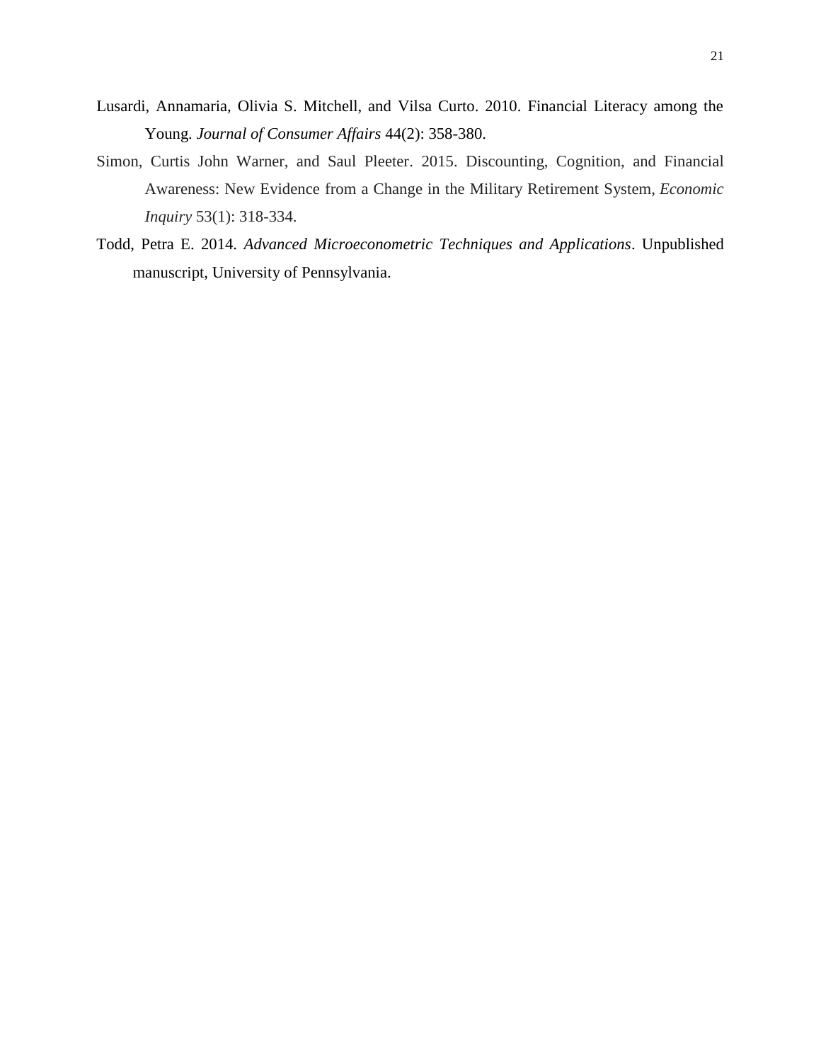Lusardi, Annamaria, Olivia S. Mitchell, and Vilsa Curto. 2010. Financial Literacy among the Young. *Journal of Consumer Affairs* 44(2): 358-380.

Simon, Curtis John Warner, and Saul Pleeter. 2015. Discounting, Cognition, and Financial Awareness: New Evidence from a Change in the Military Retirement System, *Economic Inquiry* 53(1): 318-334.

Todd, Petra E. 2014. *Advanced Microeconometric Techniques and Applications*. Unpublished manuscript, University of Pennsylvania.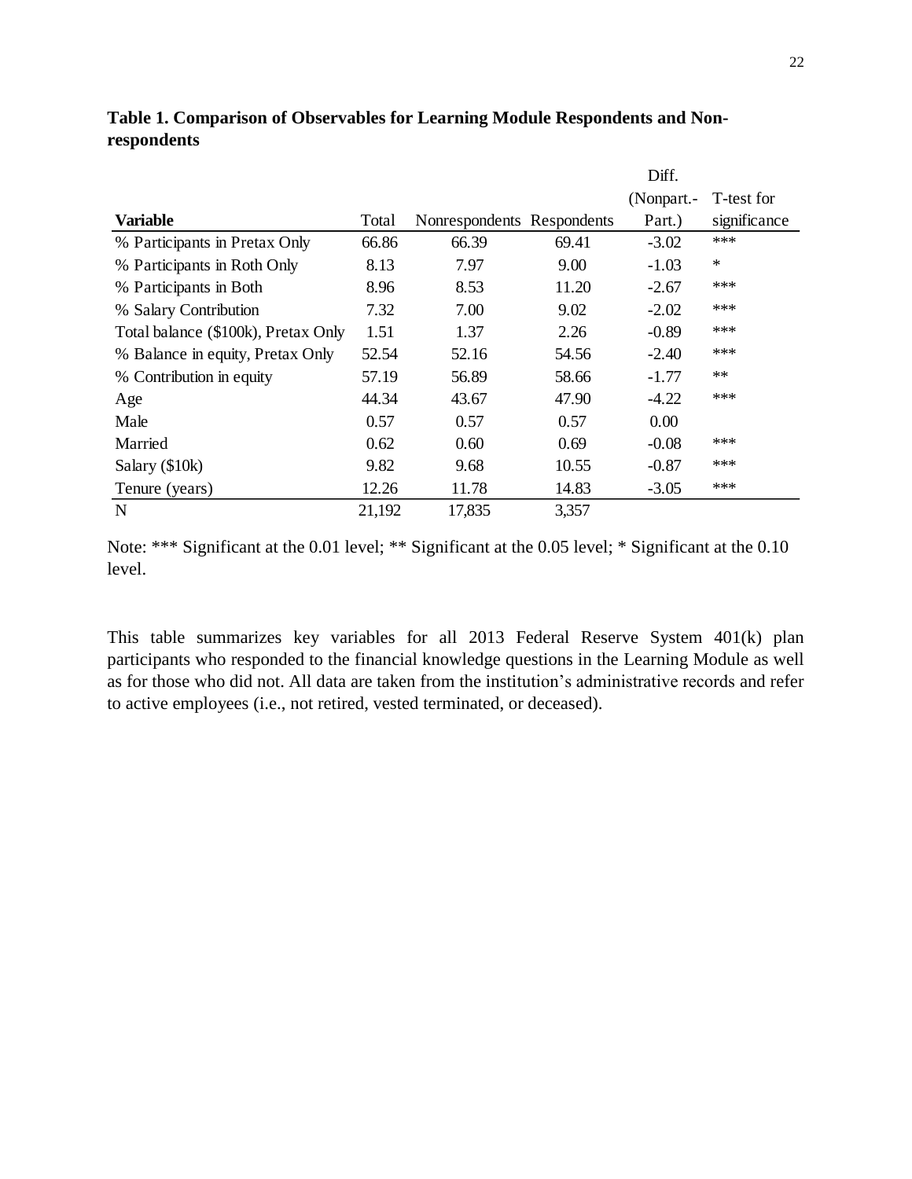**Table 1. Comparison of Observables for Learning Module Respondents and Non-respondents**

| **Variable** | Total | Nonrespondents | Respondents | Diff. (Nonpart.-Part.) | T-test for significance |
|---|---|---|---|---|---|
| % Participants in Pretax Only | 66.86 | 66.39 | 69.41 | -3.02 | *** |
| % Participants in Roth Only | 8.13 | 7.97 | 9.00 | -1.03 | * |
| % Participants in Both | 8.96 | 8.53 | 11.20 | -2.67 | *** |
| % Salary Contribution | 7.32 | 7.00 | 9.02 | -2.02 | *** |
| Total balance ($100k), Pretax Only | 1.51 | 1.37 | 2.26 | -0.89 | *** |
| % Balance in equity, Pretax Only | 52.54 | 52.16 | 54.56 | -2.40 | *** |
| % Contribution in equity | 57.19 | 56.89 | 58.66 | -1.77 | ** |
| Age | 44.34 | 43.67 | 47.90 | -4.22 | *** |
| Male | 0.57 | 0.57 | 0.57 | 0.00 | |
| Married | 0.62 | 0.60 | 0.69 | -0.08 | *** |
| Salary ($10k) | 9.82 | 9.68 | 10.55 | -0.87 | *** |
| Tenure (years) | 12.26 | 11.78 | 14.83 | -3.05 | *** |
| N | 21,192 | 17,835 | 3,357 | | |

Note: *** Significant at the 0.01 level; ** Significant at the 0.05 level; * Significant at the 0.10 level.

This table summarizes key variables for all 2013 Federal Reserve System 401(k) plan participants who responded to the financial knowledge questions in the Learning Module as well as for those who did not. All data are taken from the institution's administrative records and refer to active employees (i.e., not retired, vested terminated, or deceased).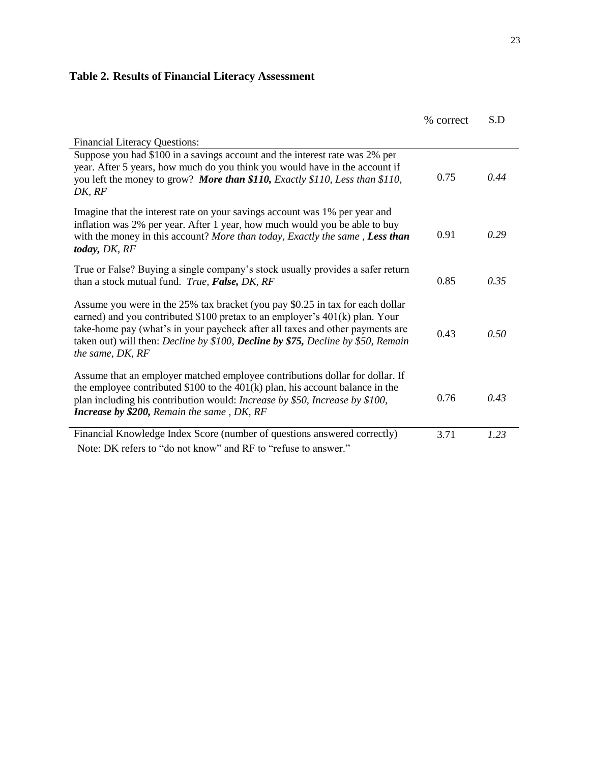## Table 2. Results of Financial Literacy Assessment

| | % correct | S.D |
|---|---|---|
| Financial Literacy Questions: | | |
| Suppose you had $100 in a savings account and the interest rate was 2% per year. After 5 years, how much do you think you would have in the account if you left the money to grow? ***More than $110,*** *Exactly $110, Less than $110, DK, RF* | 0.75 | *0.44* |
| Imagine that the interest rate on your savings account was 1% per year and inflation was 2% per year. After 1 year, how much would you be able to buy with the money in this account? *More than today, Exactly the same ,* ***Less than today,*** *DK, RF* | 0.91 | *0.29* |
| True or False? Buying a single company's stock usually provides a safer return than a stock mutual fund. *True,* ***False,*** *DK, RF* | 0.85 | *0.35* |
| Assume you were in the 25% tax bracket (you pay $0.25 in tax for each dollar earned) and you contributed $100 pretax to an employer's 401(k) plan. Your take-home pay (what's in your paycheck after all taxes and other payments are taken out) will then: *Decline by $100,* ***Decline by $75,*** *Decline by $50, Remain the same, DK, RF* | 0.43 | *0.50* |
| Assume that an employer matched employee contributions dollar for dollar. If the employee contributed $100 to the 401(k) plan, his account balance in the plan including his contribution would: *Increase by $50, Increase by $100,* ***Increase by $200,*** *Remain the same , DK, RF* | 0.76 | *0.43* |
| Financial Knowledge Index Score (number of questions answered correctly) | 3.71 | *1.23* |

Note: DK refers to "do not know" and RF to "refuse to answer."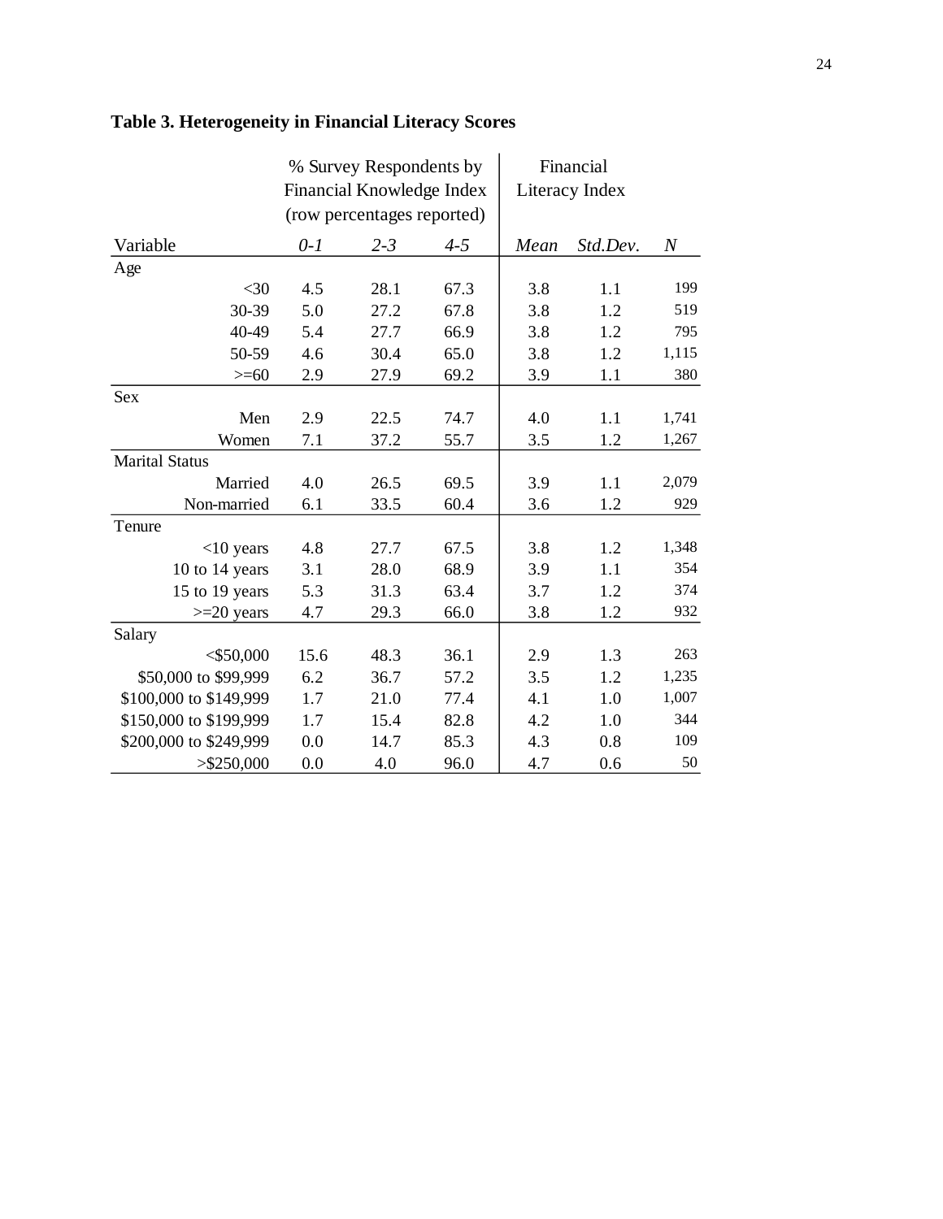**Table 3. Heterogeneity in Financial Literacy Scores**

| | % Survey Respondents by Financial Knowledge Index (row percentages reported) | | | Financial Literacy Index | | |
|---|---|---|---|---|---|---|
| Variable | *0-1* | *2-3* | *4-5* | *Mean* | *Std.Dev.* | *N* |
| Age | | | | | | |
| <30 | 4.5 | 28.1 | 67.3 | 3.8 | 1.1 | 199 |
| 30-39 | 5.0 | 27.2 | 67.8 | 3.8 | 1.2 | 519 |
| 40-49 | 5.4 | 27.7 | 66.9 | 3.8 | 1.2 | 795 |
| 50-59 | 4.6 | 30.4 | 65.0 | 3.8 | 1.2 | 1,115 |
| >=60 | 2.9 | 27.9 | 69.2 | 3.9 | 1.1 | 380 |
| Sex | | | | | | |
| Men | 2.9 | 22.5 | 74.7 | 4.0 | 1.1 | 1,741 |
| Women | 7.1 | 37.2 | 55.7 | 3.5 | 1.2 | 1,267 |
| Marital Status | | | | | | |
| Married | 4.0 | 26.5 | 69.5 | 3.9 | 1.1 | 2,079 |
| Non-married | 6.1 | 33.5 | 60.4 | 3.6 | 1.2 | 929 |
| Tenure | | | | | | |
| <10 years | 4.8 | 27.7 | 67.5 | 3.8 | 1.2 | 1,348 |
| 10 to 14 years | 3.1 | 28.0 | 68.9 | 3.9 | 1.1 | 354 |
| 15 to 19 years | 5.3 | 31.3 | 63.4 | 3.7 | 1.2 | 374 |
| >=20 years | 4.7 | 29.3 | 66.0 | 3.8 | 1.2 | 932 |
| Salary | | | | | | |
| <$50,000 | 15.6 | 48.3 | 36.1 | 2.9 | 1.3 | 263 |
| $50,000 to $99,999 | 6.2 | 36.7 | 57.2 | 3.5 | 1.2 | 1,235 |
| $100,000 to $149,999 | 1.7 | 21.0 | 77.4 | 4.1 | 1.0 | 1,007 |
| $150,000 to $199,999 | 1.7 | 15.4 | 82.8 | 4.2 | 1.0 | 344 |
| $200,000 to $249,999 | 0.0 | 14.7 | 85.3 | 4.3 | 0.8 | 109 |
| >$250,000 | 0.0 | 4.0 | 96.0 | 4.7 | 0.6 | 50 |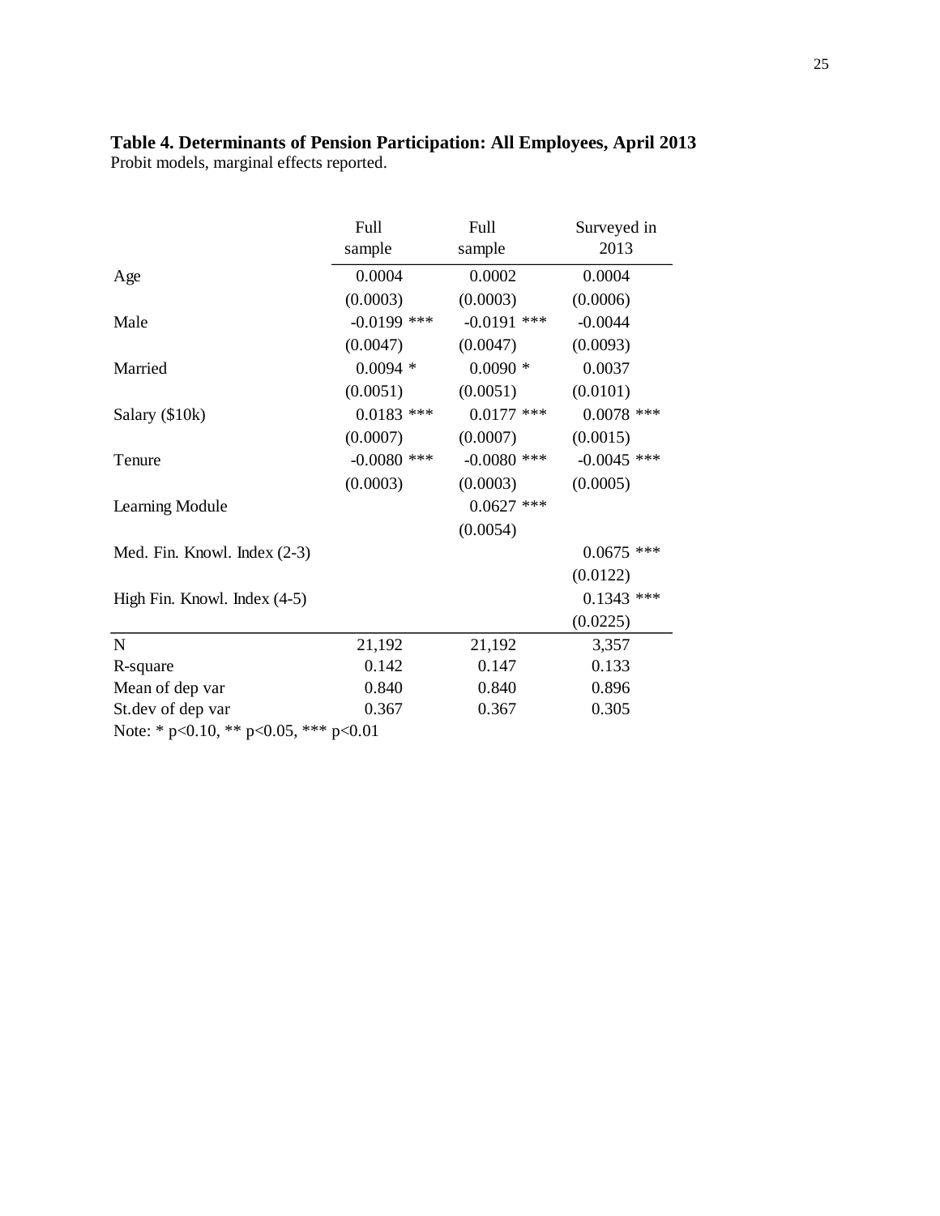**Table 4. Determinants of Pension Participation: All Employees, April 2013**
Probit models, marginal effects reported.

| | Full sample | Full sample | Surveyed in 2013 |
|---|---|---|---|
| Age | 0.0004 | 0.0002 | 0.0004 |
| | (0.0003) | (0.0003) | (0.0006) |
| Male | -0.0199 *** | -0.0191 *** | -0.0044 |
| | (0.0047) | (0.0047) | (0.0093) |
| Married | 0.0094 * | 0.0090 * | 0.0037 |
| | (0.0051) | (0.0051) | (0.0101) |
| Salary ($10k) | 0.0183 *** | 0.0177 *** | 0.0078 *** |
| | (0.0007) | (0.0007) | (0.0015) |
| Tenure | -0.0080 *** | -0.0080 *** | -0.0045 *** |
| | (0.0003) | (0.0003) | (0.0005) |
| Learning Module | | 0.0627 *** | |
| | | (0.0054) | |
| Med. Fin. Knowl. Index (2-3) | | | 0.0675 *** |
| | | | (0.0122) |
| High Fin. Knowl. Index (4-5) | | | 0.1343 *** |
| | | | (0.0225) |
| N | 21,192 | 21,192 | 3,357 |
| R-square | 0.142 | 0.147 | 0.133 |
| Mean of dep var | 0.840 | 0.840 | 0.896 |
| St.dev of dep var | 0.367 | 0.367 | 0.305 |

Note: * p<0.10, ** p<0.05, *** p<0.01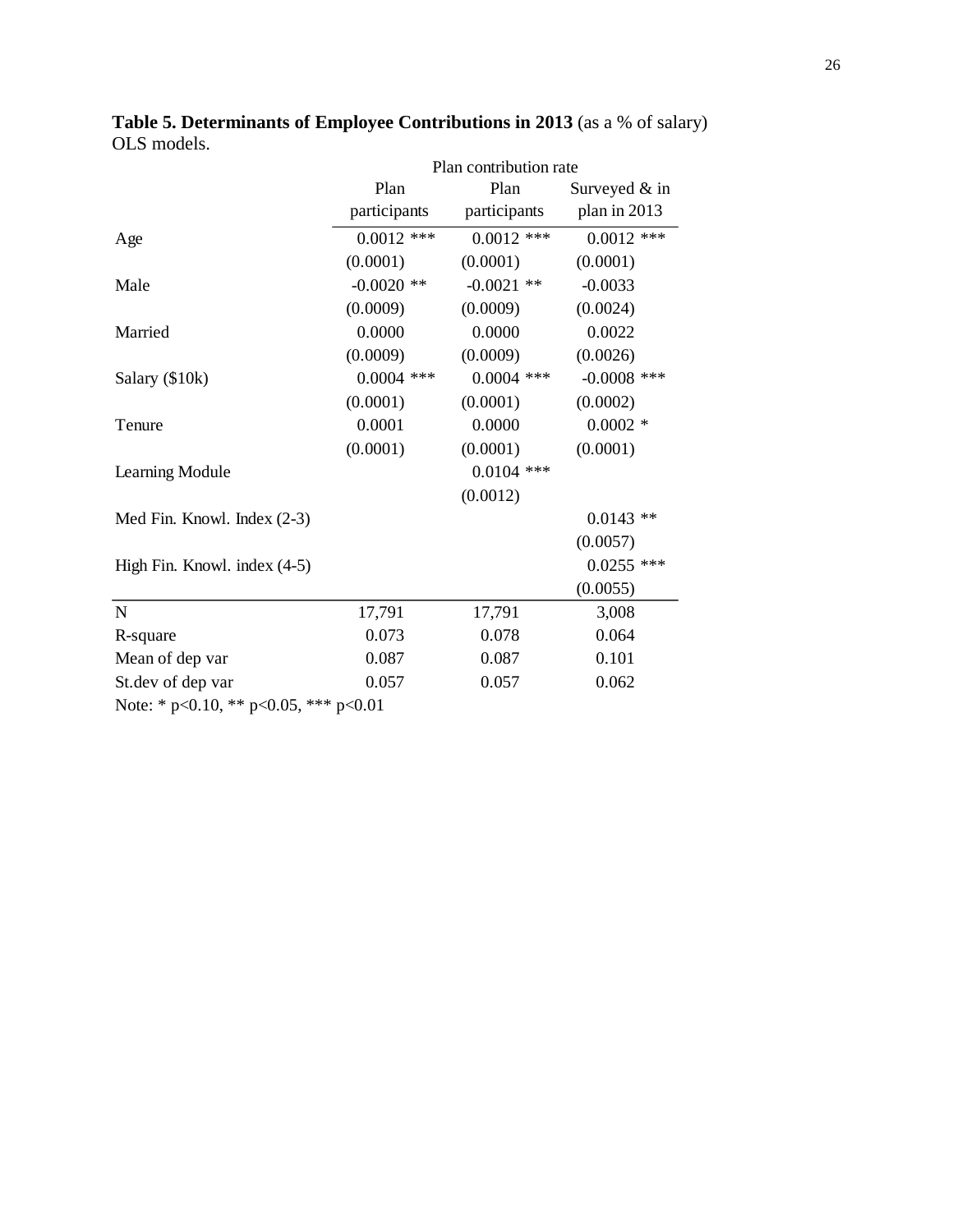**Table 5. Determinants of Employee Contributions in 2013** (as a % of salary)
OLS models.

| | Plan contribution rate | | |
|---|---|---|---|
| | Plan participants | Plan participants | Surveyed & in plan in 2013 |
| Age | 0.0012 *** | 0.0012 *** | 0.0012 *** |
| | (0.0001) | (0.0001) | (0.0001) |
| Male | -0.0020 ** | -0.0021 ** | -0.0033 |
| | (0.0009) | (0.0009) | (0.0024) |
| Married | 0.0000 | 0.0000 | 0.0022 |
| | (0.0009) | (0.0009) | (0.0026) |
| Salary ($10k) | 0.0004 *** | 0.0004 *** | -0.0008 *** |
| | (0.0001) | (0.0001) | (0.0002) |
| Tenure | 0.0001 | 0.0000 | 0.0002 * |
| | (0.0001) | (0.0001) | (0.0001) |
| Learning Module | | 0.0104 *** | |
| | | (0.0012) | |
| Med Fin. Knowl. Index (2-3) | | | 0.0143 ** |
| | | | (0.0057) |
| High Fin. Knowl. index (4-5) | | | 0.0255 *** |
| | | | (0.0055) |
| N | 17,791 | 17,791 | 3,008 |
| R-square | 0.073 | 0.078 | 0.064 |
| Mean of dep var | 0.087 | 0.087 | 0.101 |
| St.dev of dep var | 0.057 | 0.057 | 0.062 |

Note: * p<0.10, ** p<0.05, *** p<0.01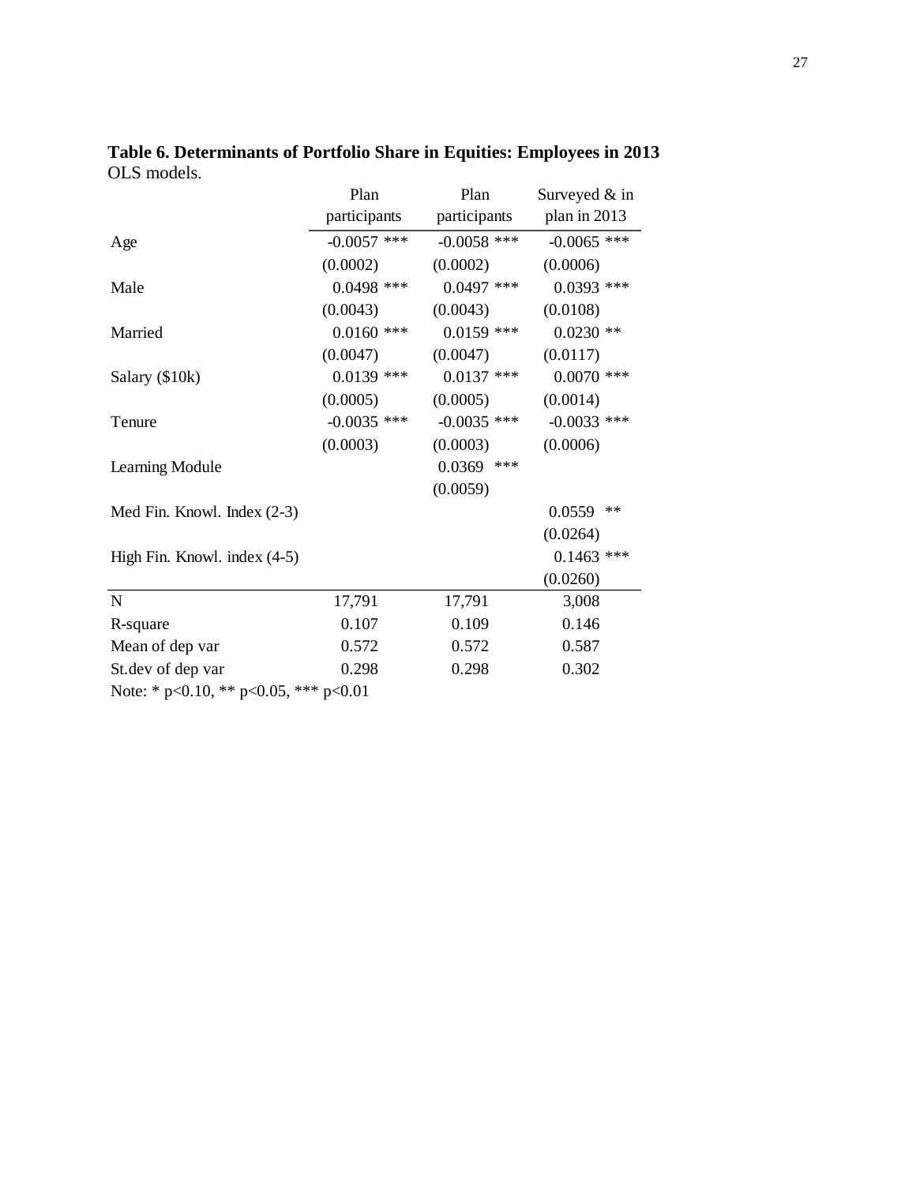**Table 6. Determinants of Portfolio Share in Equities: Employees in 2013**
OLS models.

| | Plan participants | Plan participants | Surveyed & in plan in 2013 |
|---|---|---|---|
| Age | -0.0057 *** | -0.0058 *** | -0.0065 *** |
| | (0.0002) | (0.0002) | (0.0006) |
| Male | 0.0498 *** | 0.0497 *** | 0.0393 *** |
| | (0.0043) | (0.0043) | (0.0108) |
| Married | 0.0160 *** | 0.0159 *** | 0.0230 ** |
| | (0.0047) | (0.0047) | (0.0117) |
| Salary ($10k) | 0.0139 *** | 0.0137 *** | 0.0070 *** |
| | (0.0005) | (0.0005) | (0.0014) |
| Tenure | -0.0035 *** | -0.0035 *** | -0.0033 *** |
| | (0.0003) | (0.0003) | (0.0006) |
| Learning Module | | 0.0369 *** | |
| | | (0.0059) | |
| Med Fin. Knowl. Index (2-3) | | | 0.0559 ** |
| | | | (0.0264) |
| High Fin. Knowl. index (4-5) | | | 0.1463 *** |
| | | | (0.0260) |
| N | 17,791 | 17,791 | 3,008 |
| R-square | 0.107 | 0.109 | 0.146 |
| Mean of dep var | 0.572 | 0.572 | 0.587 |
| St.dev of dep var | 0.298 | 0.298 | 0.302 |

Note: * p<0.10, ** p<0.05, *** p<0.01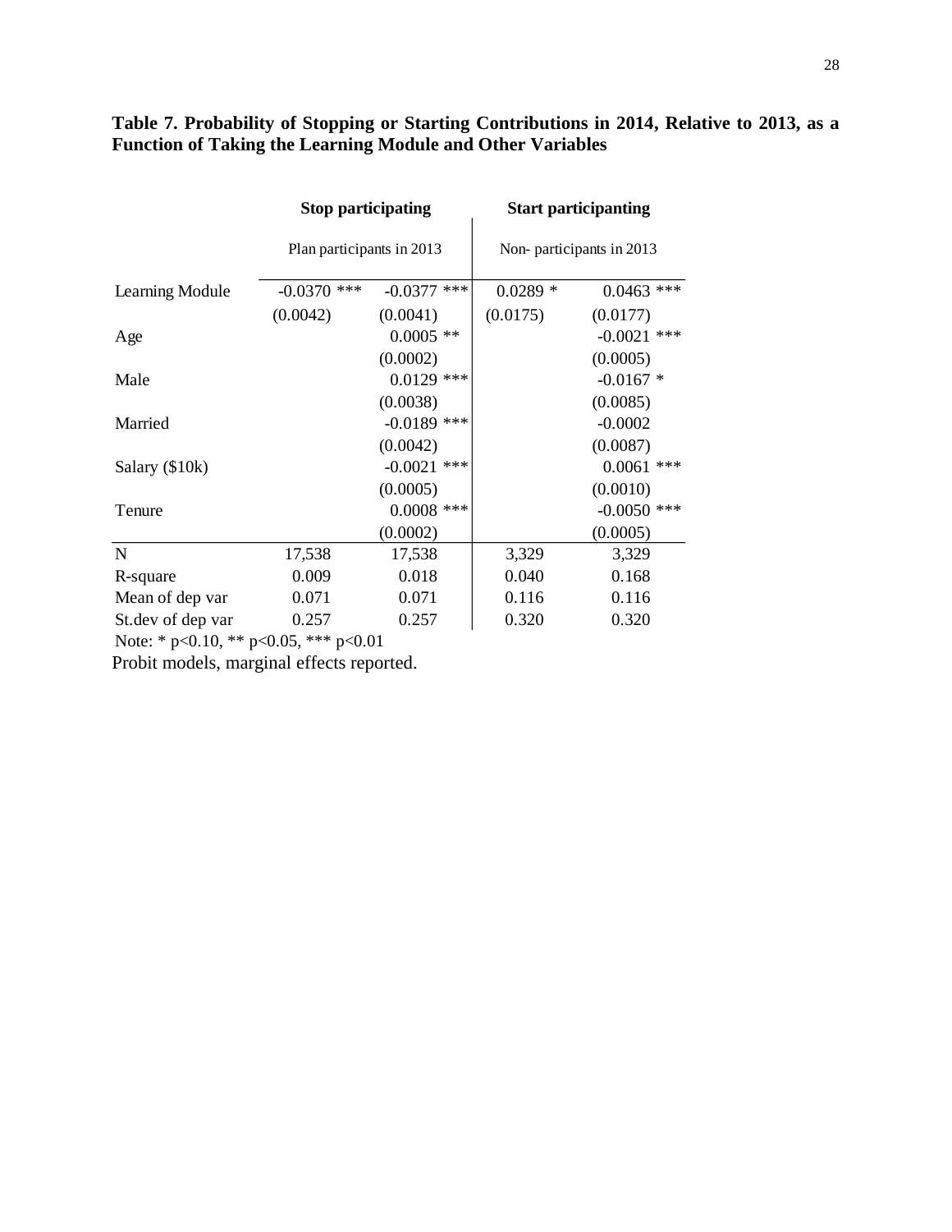**Table 7. Probability of Stopping or Starting Contributions in 2014, Relative to 2013, as a Function of Taking the Learning Module and Other Variables**

| | Stop participating | | Start participanting | |
|---|---|---|---|---|
| | Plan participants in 2013 | | Non- participants in 2013 | |
| Learning Module | -0.0370 *** | -0.0377 *** | 0.0289 * | 0.0463 *** |
| | (0.0042) | (0.0041) | (0.0175) | (0.0177) |
| Age | | 0.0005 ** | | -0.0021 *** |
| | | (0.0002) | | (0.0005) |
| Male | | 0.0129 *** | | -0.0167 * |
| | | (0.0038) | | (0.0085) |
| Married | | -0.0189 *** | | -0.0002 |
| | | (0.0042) | | (0.0087) |
| Salary ($10k) | | -0.0021 *** | | 0.0061 *** |
| | | (0.0005) | | (0.0010) |
| Tenure | | 0.0008 *** | | -0.0050 *** |
| | | (0.0002) | | (0.0005) |
| N | 17,538 | 17,538 | 3,329 | 3,329 |
| R-square | 0.009 | 0.018 | 0.040 | 0.168 |
| Mean of dep var | 0.071 | 0.071 | 0.116 | 0.116 |
| St.dev of dep var | 0.257 | 0.257 | 0.320 | 0.320 |

Note: * p<0.10, ** p<0.05, *** p<0.01

Probit models, marginal effects reported.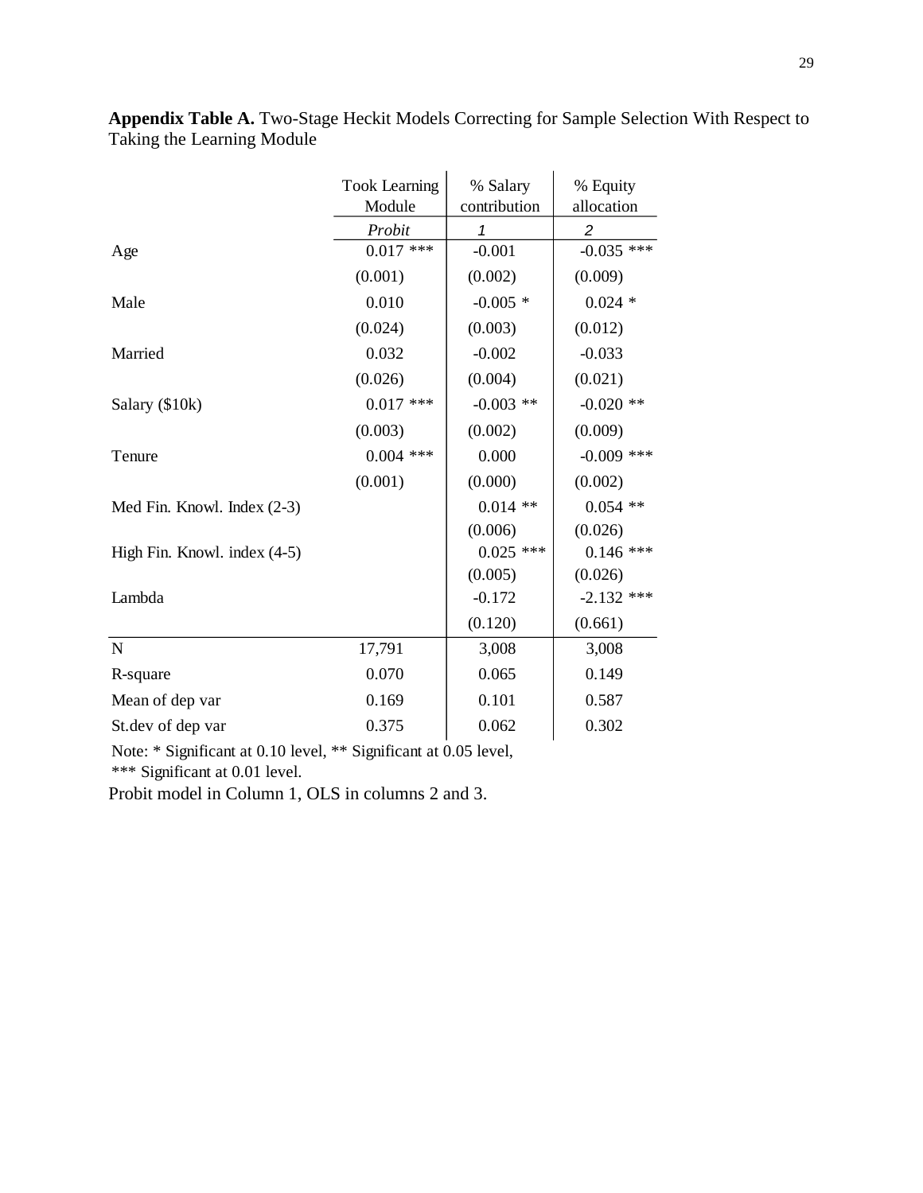**Appendix Table A.** Two-Stage Heckit Models Correcting for Sample Selection With Respect to Taking the Learning Module

| | Took Learning Module | % Salary contribution | % Equity allocation |
|---|---|---|---|
| | *Probit* | *1* | *2* |
| Age | 0.017 *** | -0.001 | -0.035 *** |
| | (0.001) | (0.002) | (0.009) |
| Male | 0.010 | -0.005 * | 0.024 * |
| | (0.024) | (0.003) | (0.012) |
| Married | 0.032 | -0.002 | -0.033 |
| | (0.026) | (0.004) | (0.021) |
| Salary ($10k) | 0.017 *** | -0.003 ** | -0.020 ** |
| | (0.003) | (0.002) | (0.009) |
| Tenure | 0.004 *** | 0.000 | -0.009 *** |
| | (0.001) | (0.000) | (0.002) |
| Med Fin. Knowl. Index (2-3) | | 0.014 ** | 0.054 ** |
| | | (0.006) | (0.026) |
| High Fin. Knowl. index (4-5) | | 0.025 *** | 0.146 *** |
| | | (0.005) | (0.026) |
| Lambda | | -0.172 | -2.132 *** |
| | | (0.120) | (0.661) |
| N | 17,791 | 3,008 | 3,008 |
| R-square | 0.070 | 0.065 | 0.149 |
| Mean of dep var | 0.169 | 0.101 | 0.587 |
| St.dev of dep var | 0.375 | 0.062 | 0.302 |

Note: * Significant at 0.10 level, ** Significant at 0.05 level, *** Significant at 0.01 level.

Probit model in Column 1, OLS in columns 2 and 3.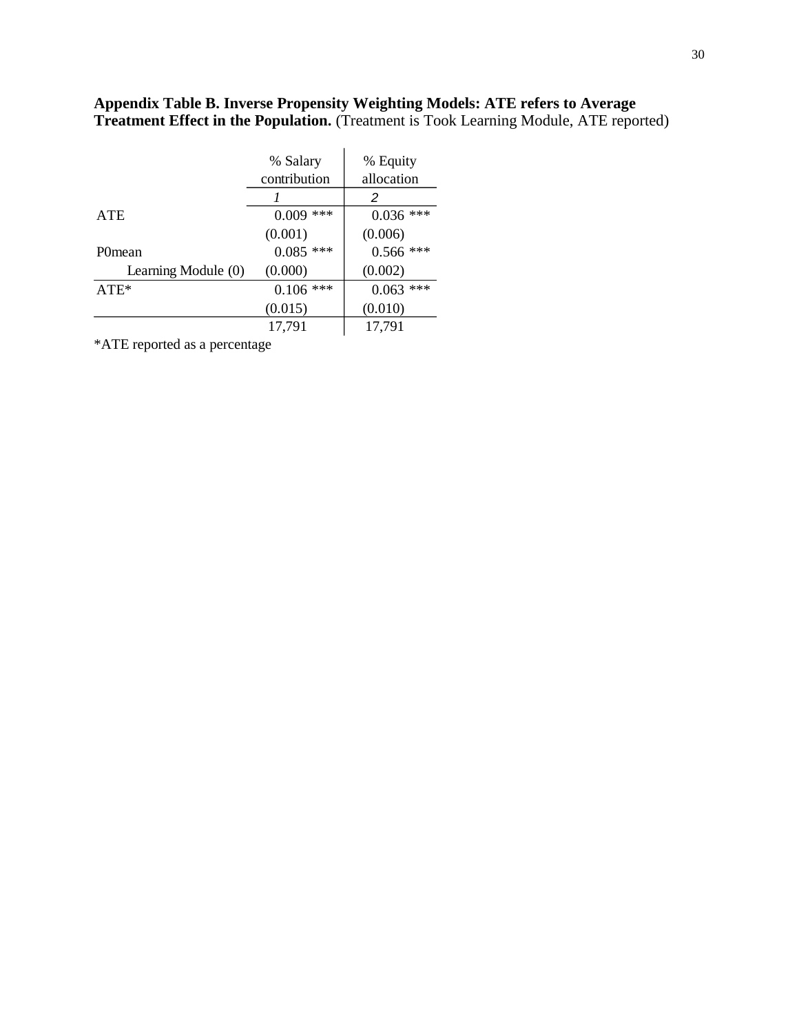**Appendix Table B. Inverse Propensity Weighting Models: ATE refers to Average Treatment Effect in the Population.** (Treatment is Took Learning Module, ATE reported)

| | % Salary contribution | % Equity allocation |
|---|---|---|
| | *1* | *2* |
| ATE | 0.009 *** | 0.036 *** |
| | (0.001) | (0.006) |
| P0mean | 0.085 *** | 0.566 *** |
| Learning Module (0) | (0.000) | (0.002) |
| ATE* | 0.106 *** | 0.063 *** |
| | (0.015) | (0.010) |
| | 17,791 | 17,791 |

*ATE reported as a percentage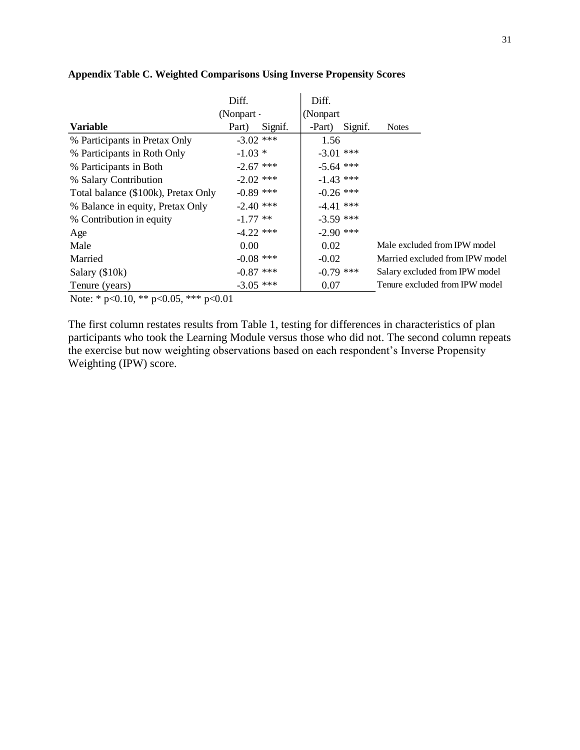**Appendix Table C. Weighted Comparisons Using Inverse Propensity Scores**

| Variable | Diff. (Nonpart - Part) | Signif. | Diff. (Nonpart -Part) | Signif. | Notes |
|---|---|---|---|---|---|
| % Participants in Pretax Only | -3.02 | *** | 1.56 | | |
| % Participants in Roth Only | -1.03 | * | -3.01 | *** | |
| % Participants in Both | -2.67 | *** | -5.64 | *** | |
| % Salary Contribution | -2.02 | *** | -1.43 | *** | |
| Total balance ($100k), Pretax Only | -0.89 | *** | -0.26 | *** | |
| % Balance in equity, Pretax Only | -2.40 | *** | -4.41 | *** | |
| % Contribution in equity | -1.77 | ** | -3.59 | *** | |
| Age | -4.22 | *** | -2.90 | *** | |
| Male | 0.00 | | 0.02 | | Male excluded from IPW model |
| Married | -0.08 | *** | -0.02 | | Married excluded from IPW model |
| Salary ($10k) | -0.87 | *** | -0.79 | *** | Salary excluded from IPW model |
| Tenure (years) | -3.05 | *** | 0.07 | | Tenure excluded from IPW model |

Note: * $p<0.10$, ** $p<0.05$, *** $p<0.01$

The first column restates results from Table 1, testing for differences in characteristics of plan participants who took the Learning Module versus those who did not. The second column repeats the exercise but now weighting observations based on each respondent's Inverse Propensity Weighting (IPW) score.